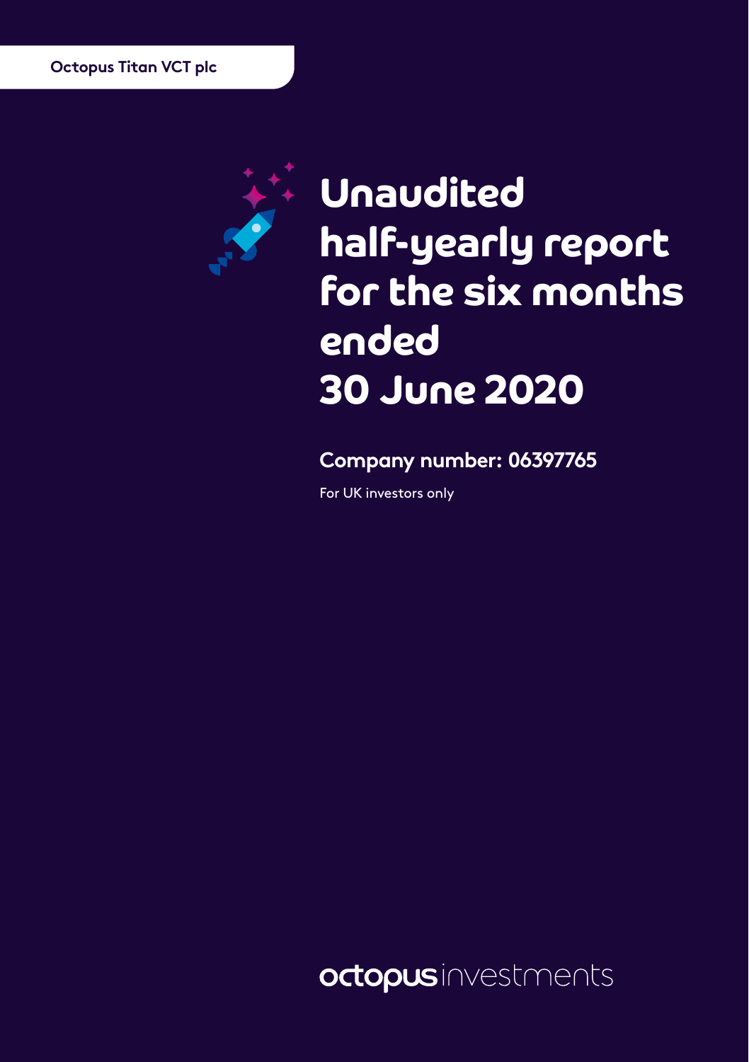Octopus Titan VCT plc

# Unaudited half-yearly report for the six months ended 30 June 2020

## Company number: 06397765

For UK investors only

octopus investments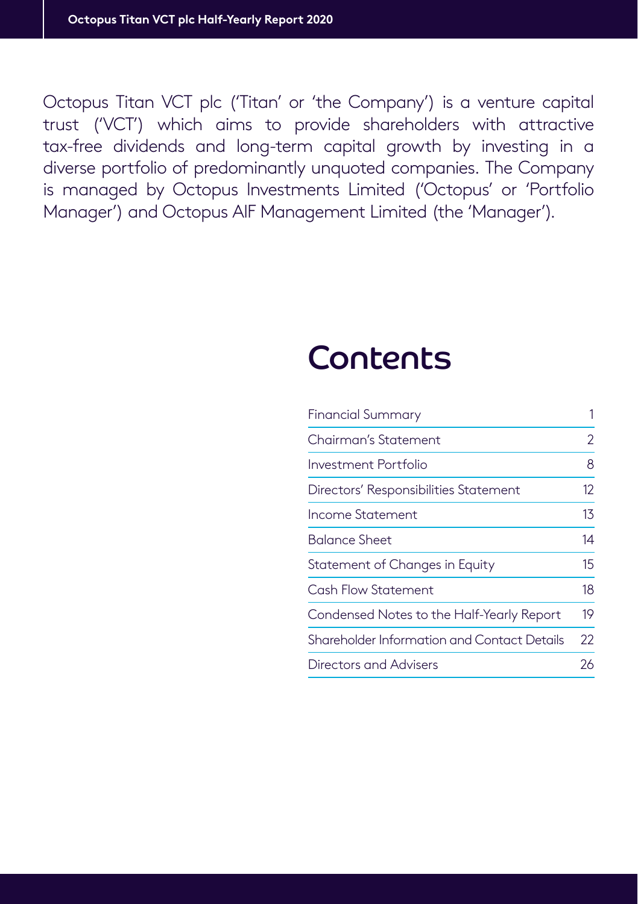Octopus Titan VCT plc ('Titan' or 'the Company') is a venture capital trust ('VCT') which aims to provide shareholders with attractive tax-free dividends and long-term capital growth by investing in a diverse portfolio of predominantly unquoted companies. The Company is managed by Octopus Investments Limited ('Octopus' or 'Portfolio Manager') and Octopus AIF Management Limited (the 'Manager').

# Contents

| | |
|---|---|
| Financial Summary | 1 |
| Chairman's Statement | 2 |
| Investment Portfolio | 8 |
| Directors' Responsibilities Statement | 12 |
| Income Statement | 13 |
| Balance Sheet | 14 |
| Statement of Changes in Equity | 15 |
| Cash Flow Statement | 18 |
| Condensed Notes to the Half-Yearly Report | 19 |
| Shareholder Information and Contact Details | 22 |
| Directors and Advisers | 26 |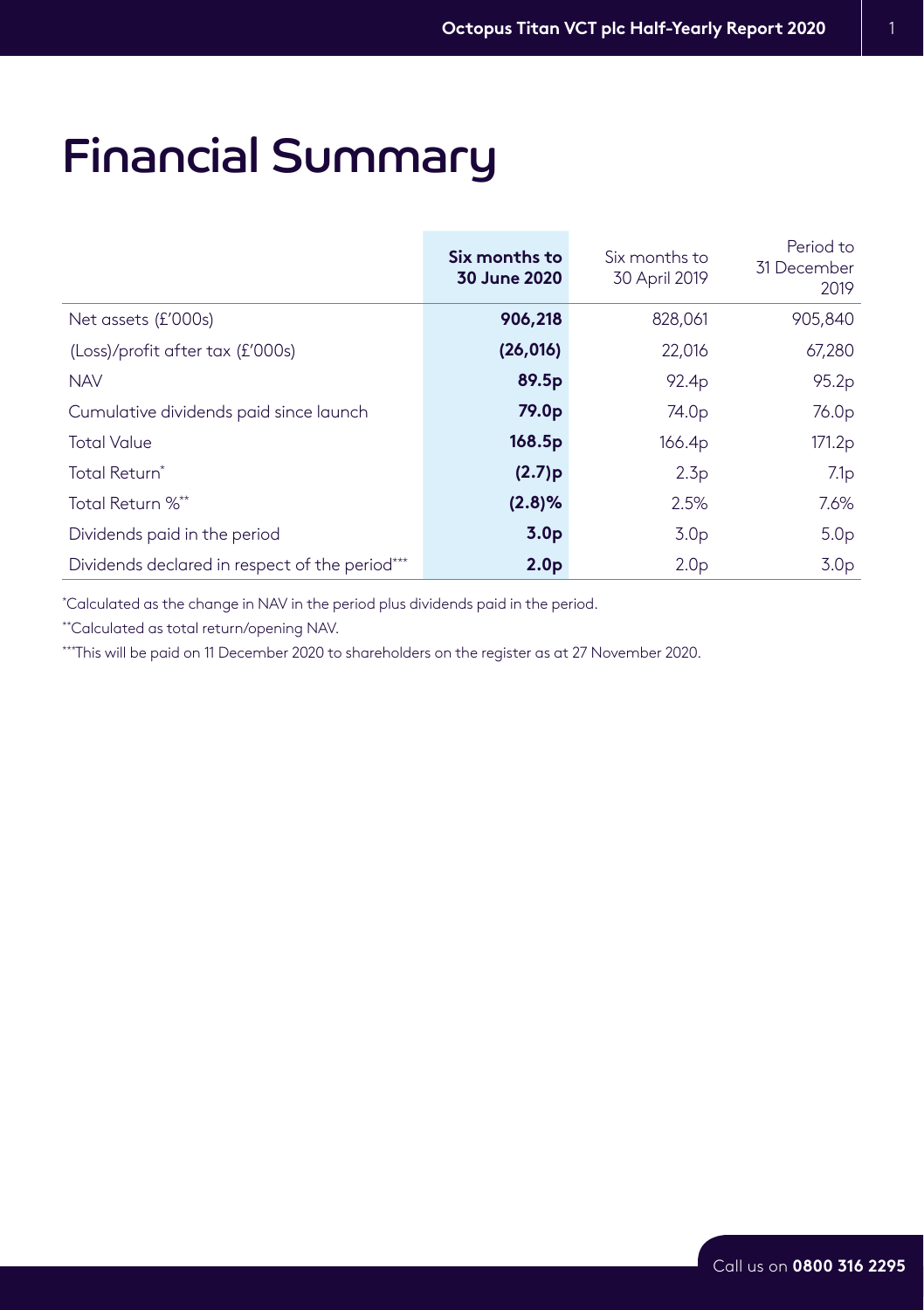# Financial Summary

| | **Six months to 30 June 2020** | Six months to 30 April 2019 | Period to 31 December 2019 |
|---|---|---|---|
| Net assets (£'000s) | **906,218** | 828,061 | 905,840 |
| (Loss)/profit after tax (£'000s) | **(26,016)** | 22,016 | 67,280 |
| NAV | **89.5p** | 92.4p | 95.2p |
| Cumulative dividends paid since launch | **79.0p** | 74.0p | 76.0p |
| Total Value | **168.5p** | 166.4p | 171.2p |
| Total Return* | **(2.7)p** | 2.3p | 7.1p |
| Total Return %** | **(2.8)%** | 2.5% | 7.6% |
| Dividends paid in the period | **3.0p** | 3.0p | 5.0p |
| Dividends declared in respect of the period*** | **2.0p** | 2.0p | 3.0p |

*Calculated as the change in NAV in the period plus dividends paid in the period.

**Calculated as total return/opening NAV.

***This will be paid on 11 December 2020 to shareholders on the register as at 27 November 2020.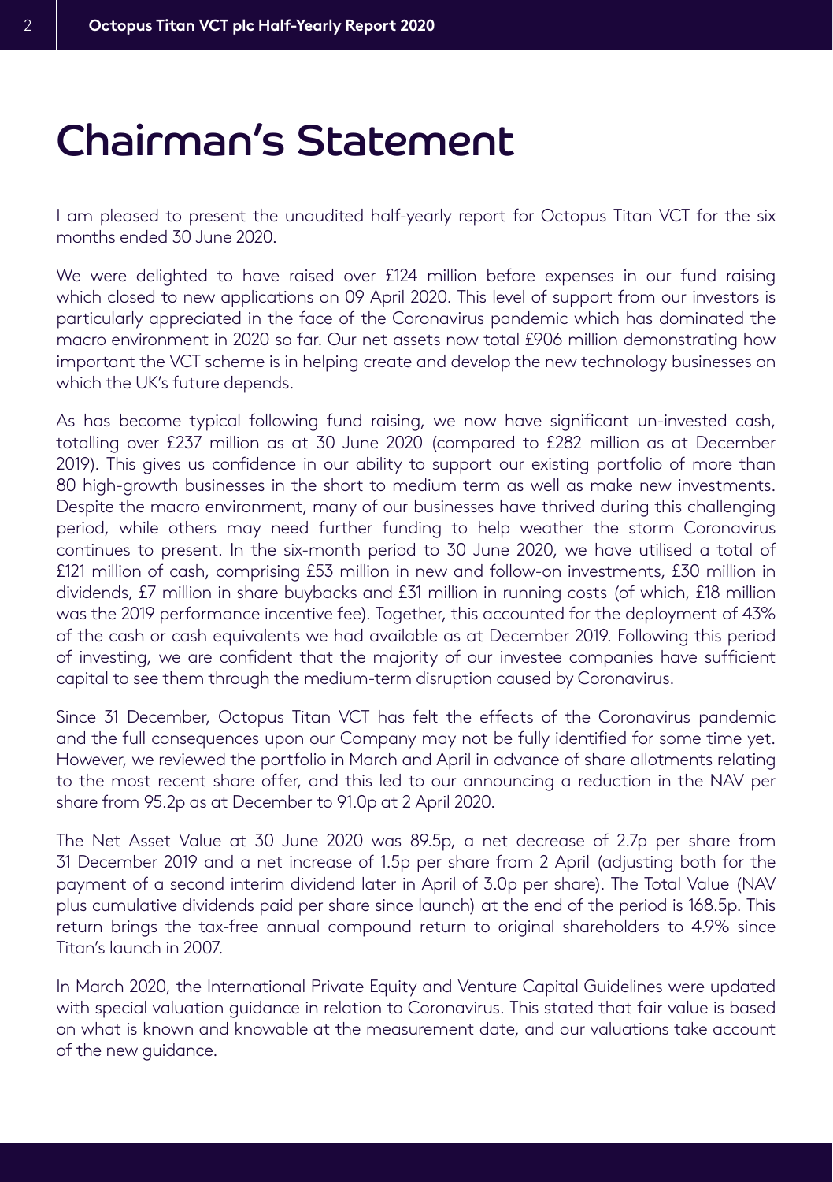# Chairman's Statement

I am pleased to present the unaudited half-yearly report for Octopus Titan VCT for the six months ended 30 June 2020.

We were delighted to have raised over £124 million before expenses in our fund raising which closed to new applications on 09 April 2020. This level of support from our investors is particularly appreciated in the face of the Coronavirus pandemic which has dominated the macro environment in 2020 so far. Our net assets now total £906 million demonstrating how important the VCT scheme is in helping create and develop the new technology businesses on which the UK's future depends.

As has become typical following fund raising, we now have significant un-invested cash, totalling over £237 million as at 30 June 2020 (compared to £282 million as at December 2019). This gives us confidence in our ability to support our existing portfolio of more than 80 high-growth businesses in the short to medium term as well as make new investments. Despite the macro environment, many of our businesses have thrived during this challenging period, while others may need further funding to help weather the storm Coronavirus continues to present. In the six-month period to 30 June 2020, we have utilised a total of £121 million of cash, comprising £53 million in new and follow-on investments, £30 million in dividends, £7 million in share buybacks and £31 million in running costs (of which, £18 million was the 2019 performance incentive fee). Together, this accounted for the deployment of 43% of the cash or cash equivalents we had available as at December 2019. Following this period of investing, we are confident that the majority of our investee companies have sufficient capital to see them through the medium-term disruption caused by Coronavirus.

Since 31 December, Octopus Titan VCT has felt the effects of the Coronavirus pandemic and the full consequences upon our Company may not be fully identified for some time yet. However, we reviewed the portfolio in March and April in advance of share allotments relating to the most recent share offer, and this led to our announcing a reduction in the NAV per share from 95.2p as at December to 91.0p at 2 April 2020.

The Net Asset Value at 30 June 2020 was 89.5p, a net decrease of 2.7p per share from 31 December 2019 and a net increase of 1.5p per share from 2 April (adjusting both for the payment of a second interim dividend later in April of 3.0p per share). The Total Value (NAV plus cumulative dividends paid per share since launch) at the end of the period is 168.5p. This return brings the tax-free annual compound return to original shareholders to 4.9% since Titan's launch in 2007.

In March 2020, the International Private Equity and Venture Capital Guidelines were updated with special valuation guidance in relation to Coronavirus. This stated that fair value is based on what is known and knowable at the measurement date, and our valuations take account of the new guidance.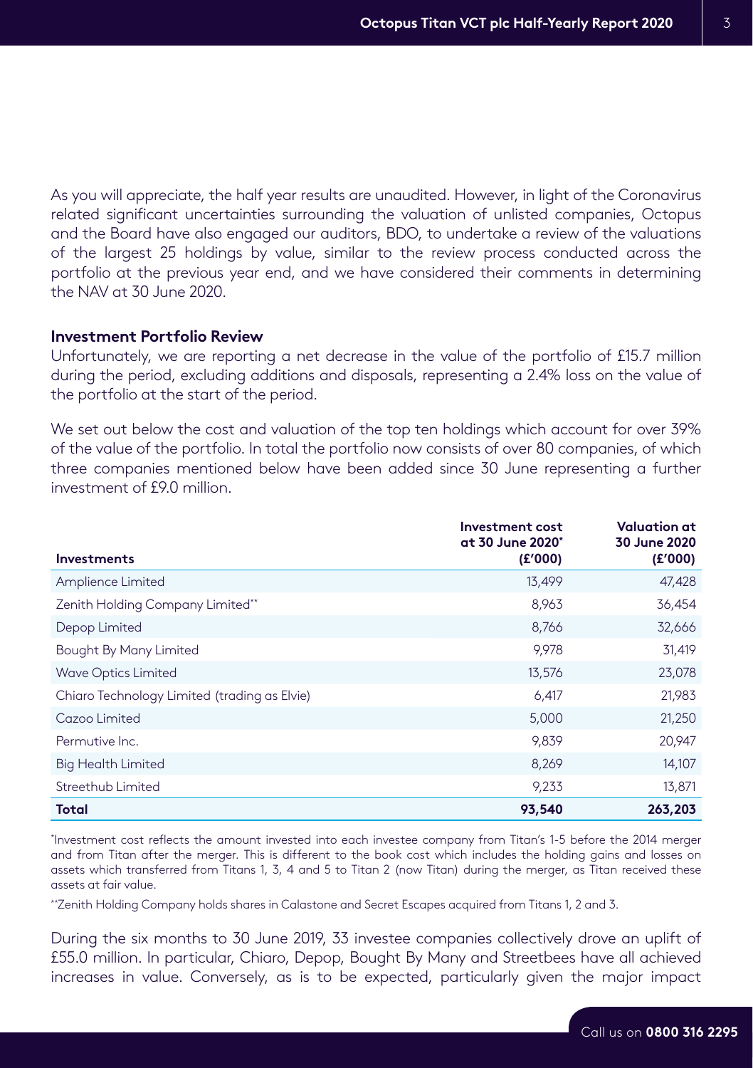As you will appreciate, the half year results are unaudited. However, in light of the Coronavirus related significant uncertainties surrounding the valuation of unlisted companies, Octopus and the Board have also engaged our auditors, BDO, to undertake a review of the valuations of the largest 25 holdings by value, similar to the review process conducted across the portfolio at the previous year end, and we have considered their comments in determining the NAV at 30 June 2020.

**Investment Portfolio Review**

Unfortunately, we are reporting a net decrease in the value of the portfolio of £15.7 million during the period, excluding additions and disposals, representing a 2.4% loss on the value of the portfolio at the start of the period.

We set out below the cost and valuation of the top ten holdings which account for over 39% of the value of the portfolio. In total the portfolio now consists of over 80 companies, of which three companies mentioned below have been added since 30 June representing a further investment of £9.0 million.

| Investments | Investment cost at 30 June 2020* (£'000) | Valuation at 30 June 2020 (£'000) |
|---|---|---|
| Amplience Limited | 13,499 | 47,428 |
| Zenith Holding Company Limited** | 8,963 | 36,454 |
| Depop Limited | 8,766 | 32,666 |
| Bought By Many Limited | 9,978 | 31,419 |
| Wave Optics Limited | 13,576 | 23,078 |
| Chiaro Technology Limited (trading as Elvie) | 6,417 | 21,983 |
| Cazoo Limited | 5,000 | 21,250 |
| Permutive Inc. | 9,839 | 20,947 |
| Big Health Limited | 8,269 | 14,107 |
| Streethub Limited | 9,233 | 13,871 |
| **Total** | **93,540** | **263,203** |

*Investment cost reflects the amount invested into each investee company from Titan's 1-5 before the 2014 merger and from Titan after the merger. This is different to the book cost which includes the holding gains and losses on assets which transferred from Titans 1, 3, 4 and 5 to Titan 2 (now Titan) during the merger, as Titan received these assets at fair value.

**Zenith Holding Company holds shares in Calastone and Secret Escapes acquired from Titans 1, 2 and 3.

During the six months to 30 June 2019, 33 investee companies collectively drove an uplift of £55.0 million. In particular, Chiaro, Depop, Bought By Many and Streetbees have all achieved increases in value. Conversely, as is to be expected, particularly given the major impact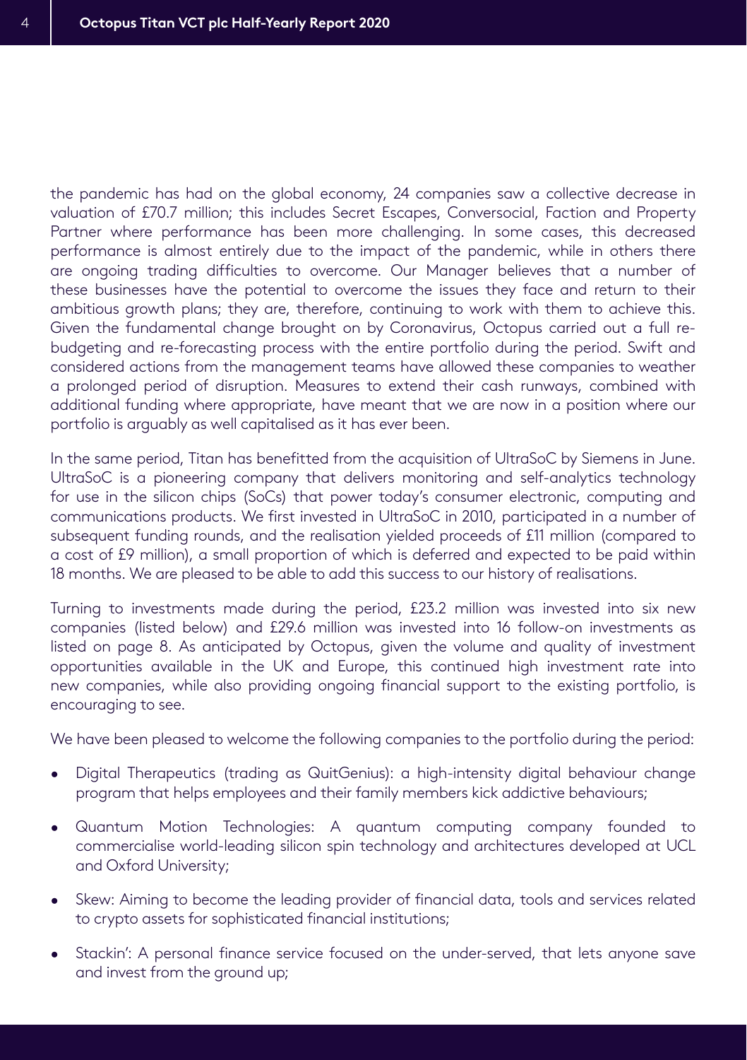the pandemic has had on the global economy, 24 companies saw a collective decrease in valuation of £70.7 million; this includes Secret Escapes, Conversocial, Faction and Property Partner where performance has been more challenging. In some cases, this decreased performance is almost entirely due to the impact of the pandemic, while in others there are ongoing trading difficulties to overcome. Our Manager believes that a number of these businesses have the potential to overcome the issues they face and return to their ambitious growth plans; they are, therefore, continuing to work with them to achieve this. Given the fundamental change brought on by Coronavirus, Octopus carried out a full re-budgeting and re-forecasting process with the entire portfolio during the period. Swift and considered actions from the management teams have allowed these companies to weather a prolonged period of disruption. Measures to extend their cash runways, combined with additional funding where appropriate, have meant that we are now in a position where our portfolio is arguably as well capitalised as it has ever been.

In the same period, Titan has benefitted from the acquisition of UltraSoC by Siemens in June. UltraSoC is a pioneering company that delivers monitoring and self-analytics technology for use in the silicon chips (SoCs) that power today's consumer electronic, computing and communications products. We first invested in UltraSoC in 2010, participated in a number of subsequent funding rounds, and the realisation yielded proceeds of £11 million (compared to a cost of £9 million), a small proportion of which is deferred and expected to be paid within 18 months. We are pleased to be able to add this success to our history of realisations.

Turning to investments made during the period, £23.2 million was invested into six new companies (listed below) and £29.6 million was invested into 16 follow-on investments as listed on page 8. As anticipated by Octopus, given the volume and quality of investment opportunities available in the UK and Europe, this continued high investment rate into new companies, while also providing ongoing financial support to the existing portfolio, is encouraging to see.

We have been pleased to welcome the following companies to the portfolio during the period:

- Digital Therapeutics (trading as QuitGenius): a high-intensity digital behaviour change program that helps employees and their family members kick addictive behaviours;
- Quantum Motion Technologies: A quantum computing company founded to commercialise world-leading silicon spin technology and architectures developed at UCL and Oxford University;
- Skew: Aiming to become the leading provider of financial data, tools and services related to crypto assets for sophisticated financial institutions;
- Stackin': A personal finance service focused on the under-served, that lets anyone save and invest from the ground up;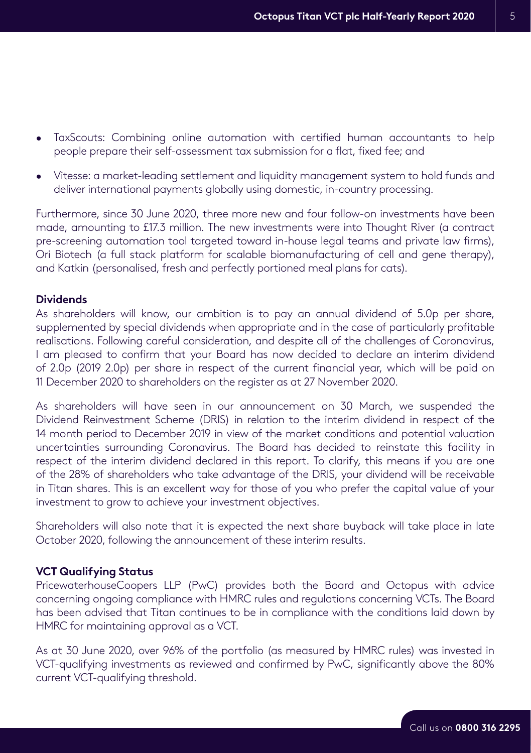- TaxScouts: Combining online automation with certified human accountants to help people prepare their self-assessment tax submission for a flat, fixed fee; and
- Vitesse: a market-leading settlement and liquidity management system to hold funds and deliver international payments globally using domestic, in-country processing.

Furthermore, since 30 June 2020, three more new and four follow-on investments have been made, amounting to £17.3 million. The new investments were into Thought River (a contract pre-screening automation tool targeted toward in-house legal teams and private law firms), Ori Biotech (a full stack platform for scalable biomanufacturing of cell and gene therapy), and Katkin (personalised, fresh and perfectly portioned meal plans for cats).

**Dividends**

As shareholders will know, our ambition is to pay an annual dividend of 5.0p per share, supplemented by special dividends when appropriate and in the case of particularly profitable realisations. Following careful consideration, and despite all of the challenges of Coronavirus, I am pleased to confirm that your Board has now decided to declare an interim dividend of 2.0p (2019 2.0p) per share in respect of the current financial year, which will be paid on 11 December 2020 to shareholders on the register as at 27 November 2020.

As shareholders will have seen in our announcement on 30 March, we suspended the Dividend Reinvestment Scheme (DRIS) in relation to the interim dividend in respect of the 14 month period to December 2019 in view of the market conditions and potential valuation uncertainties surrounding Coronavirus. The Board has decided to reinstate this facility in respect of the interim dividend declared in this report. To clarify, this means if you are one of the 28% of shareholders who take advantage of the DRIS, your dividend will be receivable in Titan shares. This is an excellent way for those of you who prefer the capital value of your investment to grow to achieve your investment objectives.

Shareholders will also note that it is expected the next share buyback will take place in late October 2020, following the announcement of these interim results.

**VCT Qualifying Status**

PricewaterhouseCoopers LLP (PwC) provides both the Board and Octopus with advice concerning ongoing compliance with HMRC rules and regulations concerning VCTs. The Board has been advised that Titan continues to be in compliance with the conditions laid down by HMRC for maintaining approval as a VCT.

As at 30 June 2020, over 96% of the portfolio (as measured by HMRC rules) was invested in VCT-qualifying investments as reviewed and confirmed by PwC, significantly above the 80% current VCT-qualifying threshold.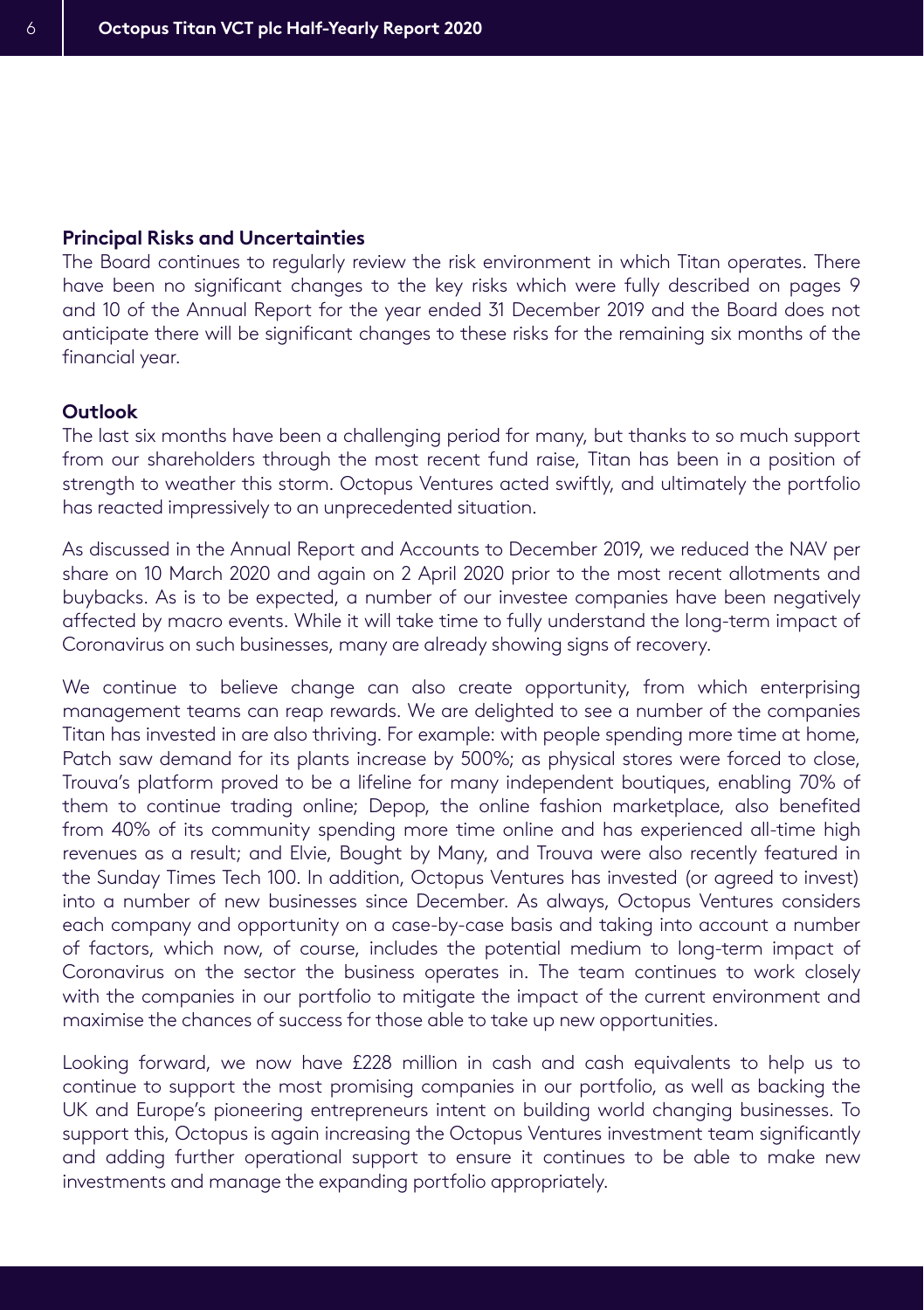**Principal Risks and Uncertainties**

The Board continues to regularly review the risk environment in which Titan operates. There have been no significant changes to the key risks which were fully described on pages 9 and 10 of the Annual Report for the year ended 31 December 2019 and the Board does not anticipate there will be significant changes to these risks for the remaining six months of the financial year.

**Outlook**

The last six months have been a challenging period for many, but thanks to so much support from our shareholders through the most recent fund raise, Titan has been in a position of strength to weather this storm. Octopus Ventures acted swiftly, and ultimately the portfolio has reacted impressively to an unprecedented situation.

As discussed in the Annual Report and Accounts to December 2019, we reduced the NAV per share on 10 March 2020 and again on 2 April 2020 prior to the most recent allotments and buybacks. As is to be expected, a number of our investee companies have been negatively affected by macro events. While it will take time to fully understand the long-term impact of Coronavirus on such businesses, many are already showing signs of recovery.

We continue to believe change can also create opportunity, from which enterprising management teams can reap rewards. We are delighted to see a number of the companies Titan has invested in are also thriving. For example: with people spending more time at home, Patch saw demand for its plants increase by 500%; as physical stores were forced to close, Trouva's platform proved to be a lifeline for many independent boutiques, enabling 70% of them to continue trading online; Depop, the online fashion marketplace, also benefited from 40% of its community spending more time online and has experienced all-time high revenues as a result; and Elvie, Bought by Many, and Trouva were also recently featured in the Sunday Times Tech 100. In addition, Octopus Ventures has invested (or agreed to invest) into a number of new businesses since December. As always, Octopus Ventures considers each company and opportunity on a case-by-case basis and taking into account a number of factors, which now, of course, includes the potential medium to long-term impact of Coronavirus on the sector the business operates in. The team continues to work closely with the companies in our portfolio to mitigate the impact of the current environment and maximise the chances of success for those able to take up new opportunities.

Looking forward, we now have £228 million in cash and cash equivalents to help us to continue to support the most promising companies in our portfolio, as well as backing the UK and Europe's pioneering entrepreneurs intent on building world changing businesses. To support this, Octopus is again increasing the Octopus Ventures investment team significantly and adding further operational support to ensure it continues to be able to make new investments and manage the expanding portfolio appropriately.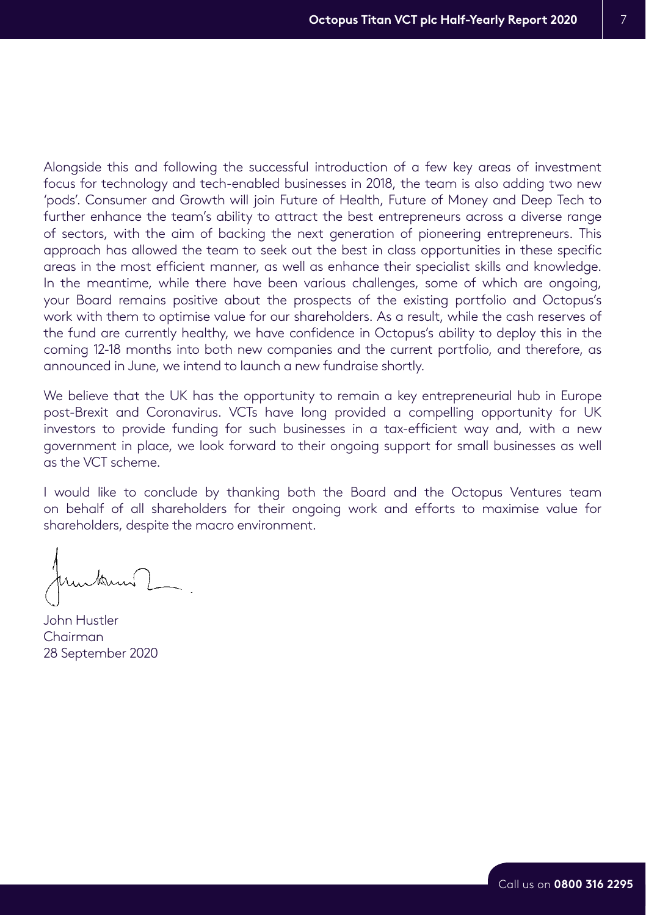Alongside this and following the successful introduction of a few key areas of investment focus for technology and tech-enabled businesses in 2018, the team is also adding two new 'pods'. Consumer and Growth will join Future of Health, Future of Money and Deep Tech to further enhance the team's ability to attract the best entrepreneurs across a diverse range of sectors, with the aim of backing the next generation of pioneering entrepreneurs. This approach has allowed the team to seek out the best in class opportunities in these specific areas in the most efficient manner, as well as enhance their specialist skills and knowledge. In the meantime, while there have been various challenges, some of which are ongoing, your Board remains positive about the prospects of the existing portfolio and Octopus's work with them to optimise value for our shareholders. As a result, while the cash reserves of the fund are currently healthy, we have confidence in Octopus's ability to deploy this in the coming 12-18 months into both new companies and the current portfolio, and therefore, as announced in June, we intend to launch a new fundraise shortly.

We believe that the UK has the opportunity to remain a key entrepreneurial hub in Europe post-Brexit and Coronavirus. VCTs have long provided a compelling opportunity for UK investors to provide funding for such businesses in a tax-efficient way and, with a new government in place, we look forward to their ongoing support for small businesses as well as the VCT scheme.

I would like to conclude by thanking both the Board and the Octopus Ventures team on behalf of all shareholders for their ongoing work and efforts to maximise value for shareholders, despite the macro environment.

John Hustler
Chairman
28 September 2020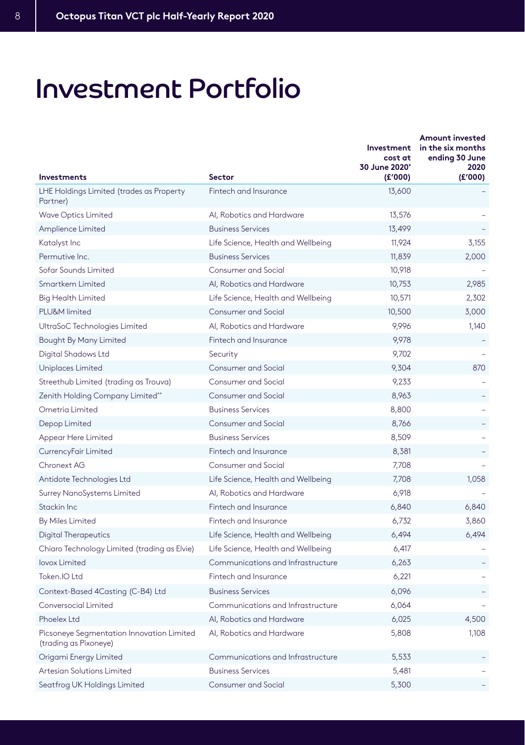# Investment Portfolio

| Investments | Sector | Investment cost at 30 June 2020* (£'000) | Amount invested in the six months ending 30 June 2020 (£'000) |
|---|---|---|---|
| LHE Holdings Limited (trades as Property Partner) | Fintech and Insurance | 13,600 | – |
| Wave Optics Limited | AI, Robotics and Hardware | 13,576 | – |
| Amplience Limited | Business Services | 13,499 | – |
| Katalyst Inc | Life Science, Health and Wellbeing | 11,924 | 3,155 |
| Permutive Inc. | Business Services | 11,839 | 2,000 |
| Sofar Sounds Limited | Consumer and Social | 10,918 | – |
| Smartkem Limited | AI, Robotics and Hardware | 10,753 | 2,985 |
| Big Health Limited | Life Science, Health and Wellbeing | 10,571 | 2,302 |
| PLU&M limited | Consumer and Social | 10,500 | 3,000 |
| UltraSoC Technologies Limited | AI, Robotics and Hardware | 9,996 | 1,140 |
| Bought By Many Limited | Fintech and Insurance | 9,978 | – |
| Digital Shadows Ltd | Security | 9,702 | – |
| Uniplaces Limited | Consumer and Social | 9,304 | 870 |
| Streethub Limited (trading as Trouva) | Consumer and Social | 9,233 | – |
| Zenith Holding Company Limited** | Consumer and Social | 8,963 | – |
| Ometria Limited | Business Services | 8,800 | – |
| Depop Limited | Consumer and Social | 8,766 | – |
| Appear Here Limited | Business Services | 8,509 | – |
| CurrencyFair Limited | Fintech and Insurance | 8,381 | – |
| Chronext AG | Consumer and Social | 7,708 | – |
| Antidote Technologies Ltd | Life Science, Health and Wellbeing | 7,708 | 1,058 |
| Surrey NanoSystems Limited | AI, Robotics and Hardware | 6,918 | – |
| Stackin Inc | Fintech and Insurance | 6,840 | 6,840 |
| By Miles Limited | Fintech and Insurance | 6,732 | 3,860 |
| Digital Therapeutics | Life Science, Health and Wellbeing | 6,494 | 6,494 |
| Chiaro Technology Limited (trading as Elvie) | Life Science, Health and Wellbeing | 6,417 | – |
| Iovox Limited | Communications and Infrastructure | 6,263 | – |
| Token.IO Ltd | Fintech and Insurance | 6,221 | – |
| Context-Based 4Casting (C-B4) Ltd | Business Services | 6,096 | – |
| Conversocial Limited | Communications and Infrastructure | 6,064 | – |
| Phoelex Ltd | AI, Robotics and Hardware | 6,025 | 4,500 |
| Picsoneye Segmentation Innovation Limited (trading as Pixoneye) | AI, Robotics and Hardware | 5,808 | 1,108 |
| Origami Energy Limited | Communications and Infrastructure | 5,533 | – |
| Artesian Solutions Limited | Business Services | 5,481 | – |
| Seatfrog UK Holdings Limited | Consumer and Social | 5,300 | – |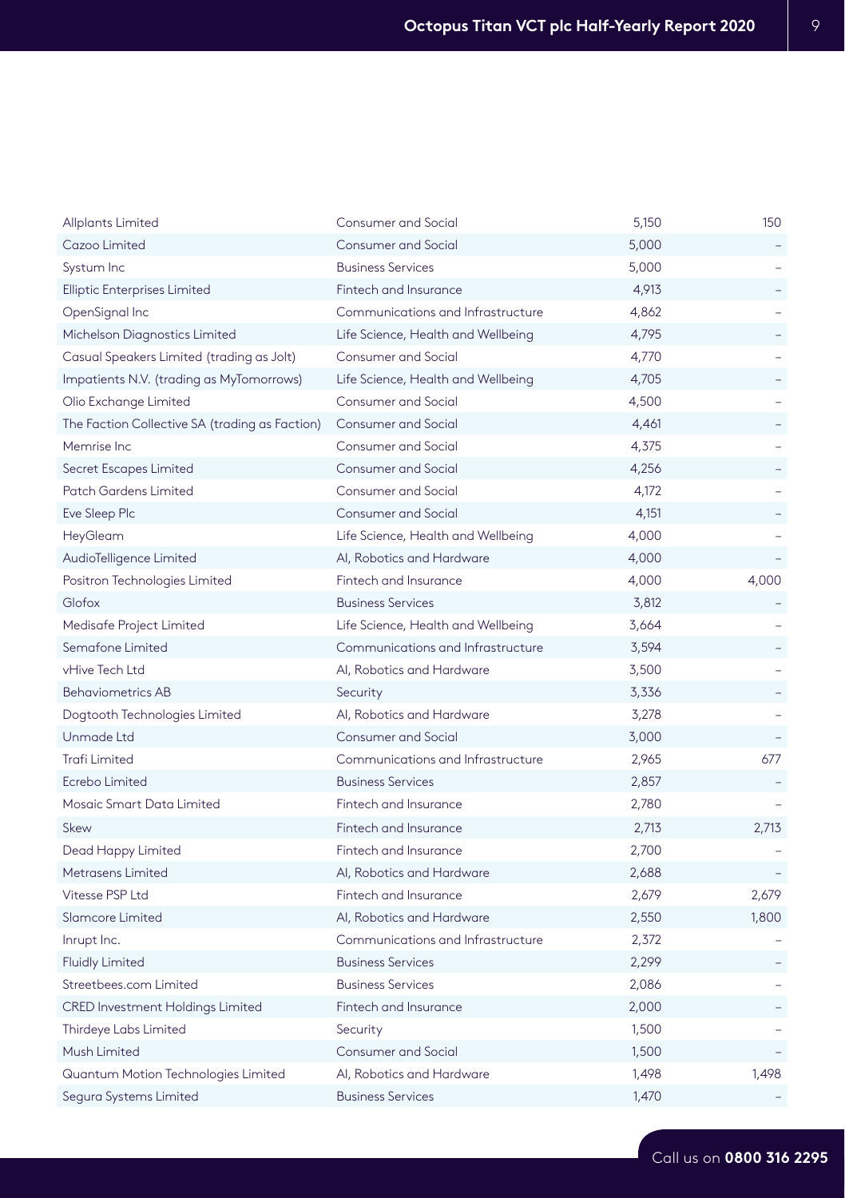| | | | |
|---|---|---|---|
| Allplants Limited | Consumer and Social | 5,150 | 150 |
| Cazoo Limited | Consumer and Social | 5,000 | – |
| Systum Inc | Business Services | 5,000 | – |
| Elliptic Enterprises Limited | Fintech and Insurance | 4,913 | – |
| OpenSignal Inc | Communications and Infrastructure | 4,862 | – |
| Michelson Diagnostics Limited | Life Science, Health and Wellbeing | 4,795 | – |
| Casual Speakers Limited (trading as Jolt) | Consumer and Social | 4,770 | – |
| Impatients N.V. (trading as MyTomorrows) | Life Science, Health and Wellbeing | 4,705 | – |
| Olio Exchange Limited | Consumer and Social | 4,500 | – |
| The Faction Collective SA (trading as Faction) | Consumer and Social | 4,461 | – |
| Memrise Inc | Consumer and Social | 4,375 | – |
| Secret Escapes Limited | Consumer and Social | 4,256 | – |
| Patch Gardens Limited | Consumer and Social | 4,172 | – |
| Eve Sleep Plc | Consumer and Social | 4,151 | – |
| HeyGleam | Life Science, Health and Wellbeing | 4,000 | – |
| AudioTelligence Limited | AI, Robotics and Hardware | 4,000 | – |
| Positron Technologies Limited | Fintech and Insurance | 4,000 | 4,000 |
| Glofox | Business Services | 3,812 | – |
| Medisafe Project Limited | Life Science, Health and Wellbeing | 3,664 | – |
| Semafone Limited | Communications and Infrastructure | 3,594 | – |
| vHive Tech Ltd | AI, Robotics and Hardware | 3,500 | – |
| Behaviometrics AB | Security | 3,336 | – |
| Dogtooth Technologies Limited | AI, Robotics and Hardware | 3,278 | – |
| Unmade Ltd | Consumer and Social | 3,000 | – |
| Trafi Limited | Communications and Infrastructure | 2,965 | 677 |
| Ecrebo Limited | Business Services | 2,857 | – |
| Mosaic Smart Data Limited | Fintech and Insurance | 2,780 | – |
| Skew | Fintech and Insurance | 2,713 | 2,713 |
| Dead Happy Limited | Fintech and Insurance | 2,700 | – |
| Metrasens Limited | AI, Robotics and Hardware | 2,688 | – |
| Vitesse PSP Ltd | Fintech and Insurance | 2,679 | 2,679 |
| Slamcore Limited | AI, Robotics and Hardware | 2,550 | 1,800 |
| Inrupt Inc. | Communications and Infrastructure | 2,372 | – |
| Fluidly Limited | Business Services | 2,299 | – |
| Streetbees.com Limited | Business Services | 2,086 | – |
| CRED Investment Holdings Limited | Fintech and Insurance | 2,000 | – |
| Thirdeye Labs Limited | Security | 1,500 | – |
| Mush Limited | Consumer and Social | 1,500 | – |
| Quantum Motion Technologies Limited | AI, Robotics and Hardware | 1,498 | 1,498 |
| Segura Systems Limited | Business Services | 1,470 | – |

Call us on **0800 316 2295**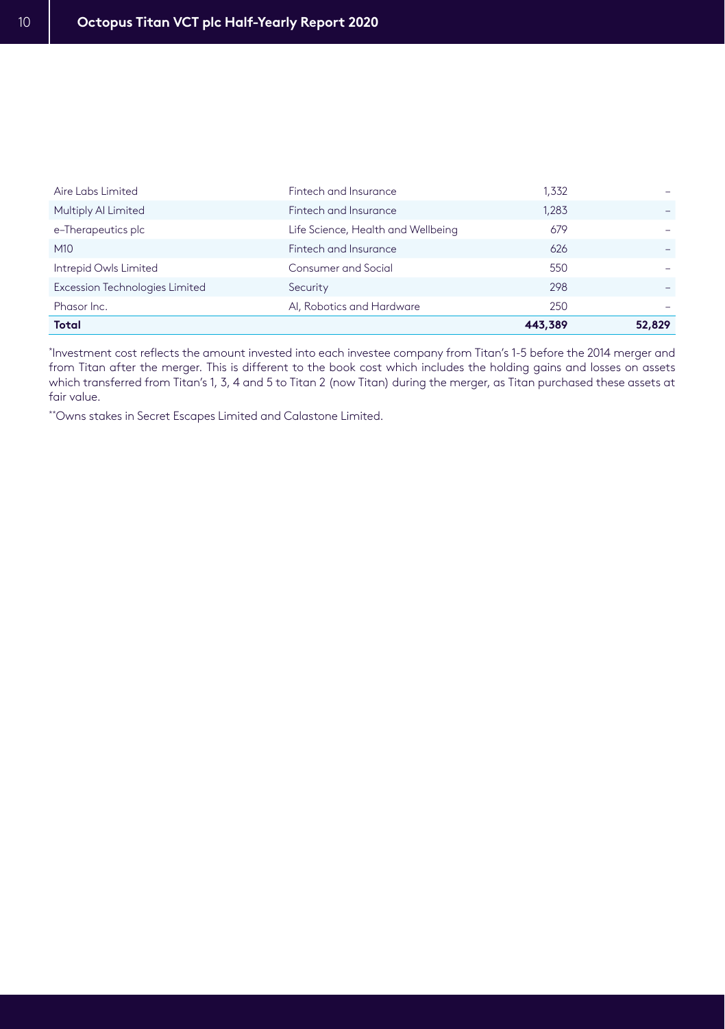| | | | |
|---|---|---|---|
| Aire Labs Limited | Fintech and Insurance | 1,332 | – |
| Multiply AI Limited | Fintech and Insurance | 1,283 | – |
| e-Therapeutics plc | Life Science, Health and Wellbeing | 679 | – |
| M10 | Fintech and Insurance | 626 | – |
| Intrepid Owls Limited | Consumer and Social | 550 | – |
| Excession Technologies Limited | Security | 298 | – |
| Phasor Inc. | AI, Robotics and Hardware | 250 | – |
| **Total** | | **443,389** | **52,829** |

*Investment cost reflects the amount invested into each investee company from Titan's 1-5 before the 2014 merger and from Titan after the merger. This is different to the book cost which includes the holding gains and losses on assets which transferred from Titan's 1, 3, 4 and 5 to Titan 2 (now Titan) during the merger, as Titan purchased these assets at fair value.

**Owns stakes in Secret Escapes Limited and Calastone Limited.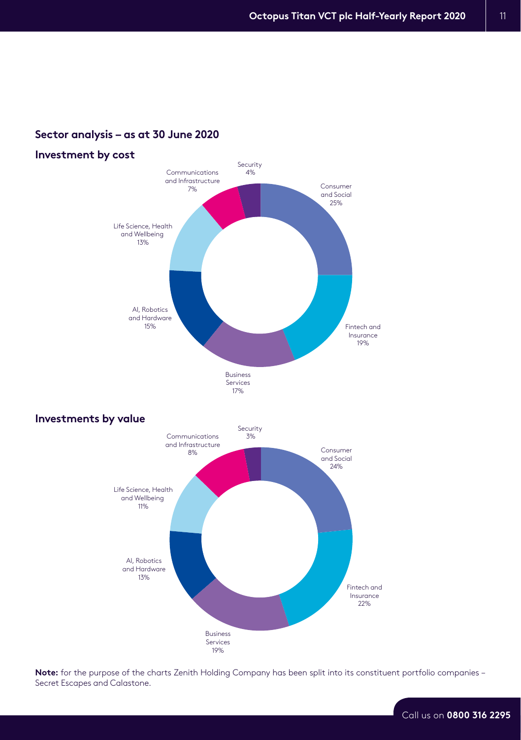## Sector analysis – as at 30 June 2020

### Investment by cost

| Sector | % |
|---|---|
| Consumer and Social | 25% |
| Fintech and Insurance | 19% |
| Business Services | 17% |
| AI, Robotics and Hardware | 15% |
| Life Science, Health and Wellbeing | 13% |
| Communications and Infrastructure | 7% |
| Security | 4% |

### Investments by value

| Sector | % |
|---|---|
| Consumer and Social | 24% |
| Fintech and Insurance | 22% |
| Business Services | 19% |
| AI, Robotics and Hardware | 13% |
| Life Science, Health and Wellbeing | 11% |
| Communications and Infrastructure | 8% |
| Security | 3% |

**Note:** for the purpose of the charts Zenith Holding Company has been split into its constituent portfolio companies – Secret Escapes and Calastone.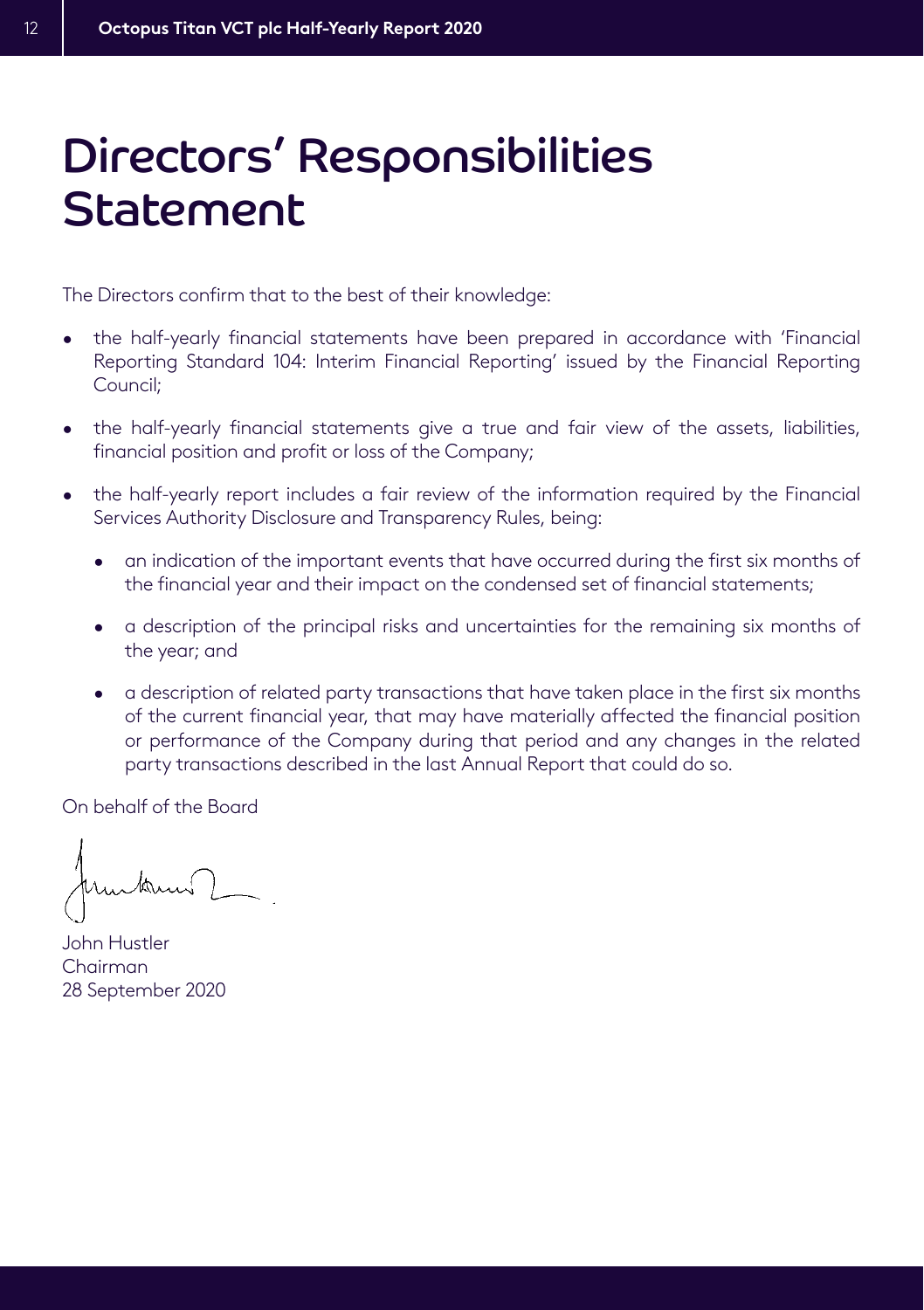# Directors' Responsibilities Statement

The Directors confirm that to the best of their knowledge:

- the half-yearly financial statements have been prepared in accordance with 'Financial Reporting Standard 104: Interim Financial Reporting' issued by the Financial Reporting Council;
- the half-yearly financial statements give a true and fair view of the assets, liabilities, financial position and profit or loss of the Company;
- the half-yearly report includes a fair review of the information required by the Financial Services Authority Disclosure and Transparency Rules, being:
  - an indication of the important events that have occurred during the first six months of the financial year and their impact on the condensed set of financial statements;
  - a description of the principal risks and uncertainties for the remaining six months of the year; and
  - a description of related party transactions that have taken place in the first six months of the current financial year, that may have materially affected the financial position or performance of the Company during that period and any changes in the related party transactions described in the last Annual Report that could do so.

On behalf of the Board

John Hustler
Chairman
28 September 2020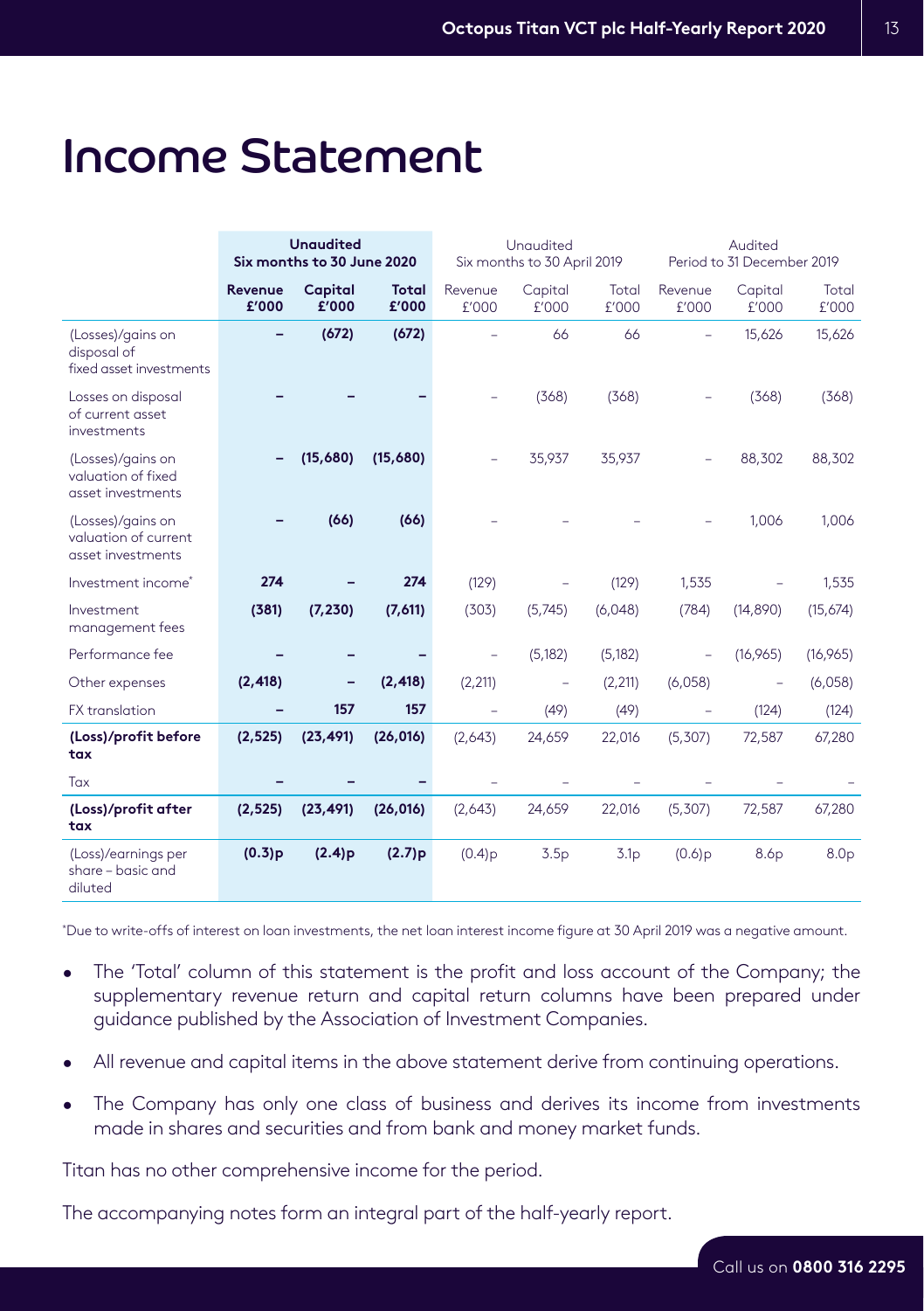# Income Statement

| | **Unaudited Six months to 30 June 2020** | | | Unaudited Six months to 30 April 2019 | | | Audited Period to 31 December 2019 | | |
|---|---|---|---|---|---|---|---|---|---|
| | **Revenue £'000** | **Capital £'000** | **Total £'000** | Revenue £'000 | Capital £'000 | Total £'000 | Revenue £'000 | Capital £'000 | Total £'000 |
| (Losses)/gains on disposal of fixed asset investments | **–** | **(672)** | **(672)** | – | 66 | 66 | – | 15,626 | 15,626 |
| Losses on disposal of current asset investments | **–** | **–** | **–** | – | (368) | (368) | – | (368) | (368) |
| (Losses)/gains on valuation of fixed asset investments | **–** | **(15,680)** | **(15,680)** | – | 35,937 | 35,937 | – | 88,302 | 88,302 |
| (Losses)/gains on valuation of current asset investments | **–** | **(66)** | **(66)** | – | – | – | – | 1,006 | 1,006 |
| Investment income* | **274** | **–** | **274** | (129) | – | (129) | 1,535 | – | 1,535 |
| Investment management fees | **(381)** | **(7,230)** | **(7,611)** | (303) | (5,745) | (6,048) | (784) | (14,890) | (15,674) |
| Performance fee | **–** | **–** | **–** | – | (5,182) | (5,182) | – | (16,965) | (16,965) |
| Other expenses | **(2,418)** | **–** | **(2,418)** | (2,211) | – | (2,211) | (6,058) | – | (6,058) |
| FX translation | **–** | **157** | **157** | – | (49) | (49) | – | (124) | (124) |
| **(Loss)/profit before tax** | **(2,525)** | **(23,491)** | **(26,016)** | (2,643) | 24,659 | 22,016 | (5,307) | 72,587 | 67,280 |
| Tax | **–** | **–** | **–** | – | – | – | – | – | – |
| **(Loss)/profit after tax** | **(2,525)** | **(23,491)** | **(26,016)** | (2,643) | 24,659 | 22,016 | (5,307) | 72,587 | 67,280 |
| (Loss)/earnings per share – basic and diluted | **(0.3)p** | **(2.4)p** | **(2.7)p** | (0.4)p | 3.5p | 3.1p | (0.6)p | 8.6p | 8.0p |

*Due to write-offs of interest on loan investments, the net loan interest income figure at 30 April 2019 was a negative amount.

- The 'Total' column of this statement is the profit and loss account of the Company; the supplementary revenue return and capital return columns have been prepared under guidance published by the Association of Investment Companies.
- All revenue and capital items in the above statement derive from continuing operations.
- The Company has only one class of business and derives its income from investments made in shares and securities and from bank and money market funds.

Titan has no other comprehensive income for the period.

The accompanying notes form an integral part of the half-yearly report.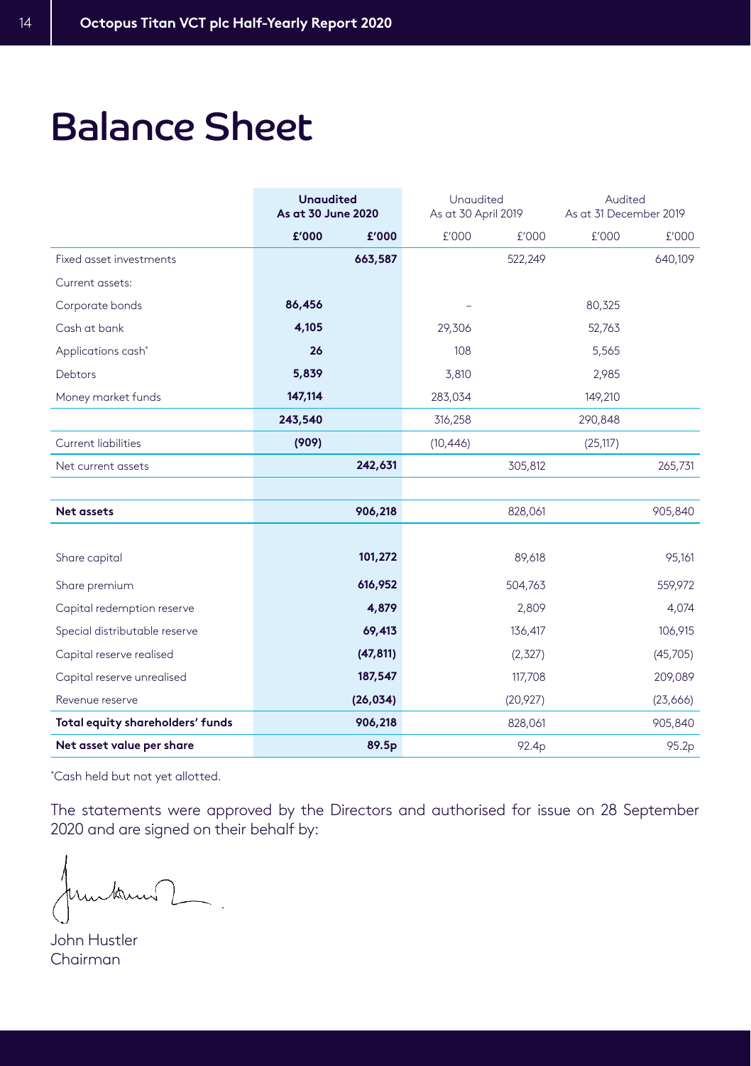# Balance Sheet

| | Unaudited As at 30 June 2020 | | Unaudited As at 30 April 2019 | | Audited As at 31 December 2019 | |
|---|---|---|---|---|---|---|
| | **£'000** | **£'000** | £'000 | £'000 | £'000 | £'000 |
| Fixed asset investments | | **663,587** | | 522,249 | | 640,109 |
| Current assets: | | | | | | |
| Corporate bonds | **86,456** | | – | | 80,325 | |
| Cash at bank | **4,105** | | 29,306 | | 52,763 | |
| Applications cash* | **26** | | 108 | | 5,565 | |
| Debtors | **5,839** | | 3,810 | | 2,985 | |
| Money market funds | **147,114** | | 283,034 | | 149,210 | |
| | **243,540** | | 316,258 | | 290,848 | |
| Current liabilities | **(909)** | | (10,446) | | (25,117) | |
| Net current assets | | **242,631** | | 305,812 | | 265,731 |
| **Net assets** | | **906,218** | | 828,061 | | 905,840 |
| Share capital | | **101,272** | | 89,618 | | 95,161 |
| Share premium | | **616,952** | | 504,763 | | 559,972 |
| Capital redemption reserve | | **4,879** | | 2,809 | | 4,074 |
| Special distributable reserve | | **69,413** | | 136,417 | | 106,915 |
| Capital reserve realised | | **(47,811)** | | (2,327) | | (45,705) |
| Capital reserve unrealised | | **187,547** | | 117,708 | | 209,089 |
| Revenue reserve | | **(26,034)** | | (20,927) | | (23,666) |
| **Total equity shareholders' funds** | | **906,218** | | 828,061 | | 905,840 |
| **Net asset value per share** | | **89.5p** | | 92.4p | | 95.2p |

*Cash held but not yet allotted.

The statements were approved by the Directors and authorised for issue on 28 September 2020 and are signed on their behalf by:

John Hustler
Chairman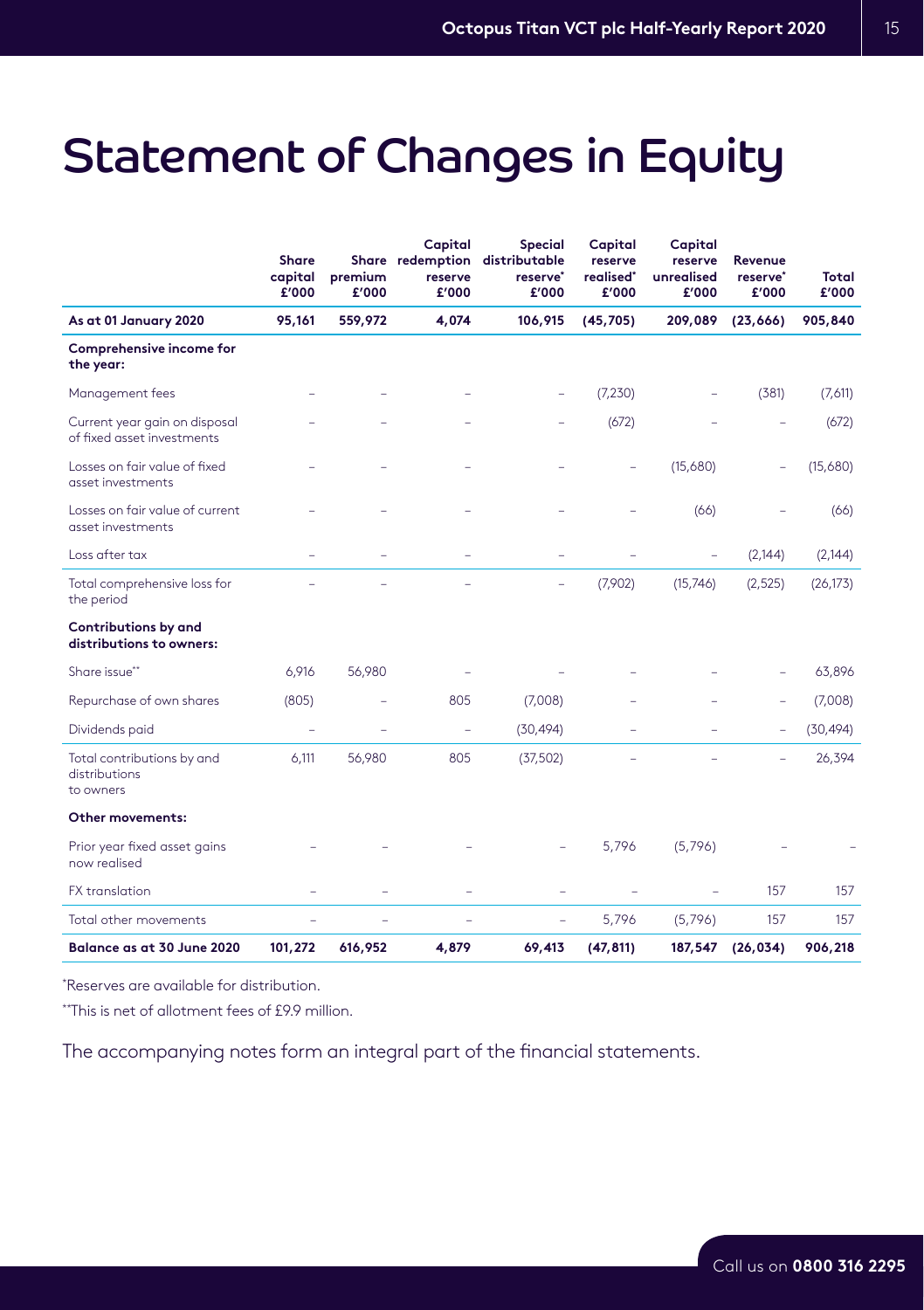# Statement of Changes in Equity

| | Share capital £'000 | Share premium £'000 | Capital redemption reserve £'000 | Special distributable reserve* £'000 | Capital reserve realised* £'000 | Capital reserve unrealised £'000 | Revenue reserve* £'000 | Total £'000 |
|---|---|---|---|---|---|---|---|---|
| **As at 01 January 2020** | **95,161** | **559,972** | **4,074** | **106,915** | **(45,705)** | **209,089** | **(23,666)** | **905,840** |
| **Comprehensive income for the year:** | | | | | | | | |
| Management fees | – | – | – | – | (7,230) | – | (381) | (7,611) |
| Current year gain on disposal of fixed asset investments | – | – | – | – | (672) | – | – | (672) |
| Losses on fair value of fixed asset investments | – | – | – | – | – | (15,680) | – | (15,680) |
| Losses on fair value of current asset investments | – | – | – | – | – | (66) | – | (66) |
| Loss after tax | – | – | – | – | – | – | (2,144) | (2,144) |
| Total comprehensive loss for the period | – | – | – | – | (7,902) | (15,746) | (2,525) | (26,173) |
| **Contributions by and distributions to owners:** | | | | | | | | |
| Share issue** | 6,916 | 56,980 | – | – | – | – | – | 63,896 |
| Repurchase of own shares | (805) | – | 805 | (7,008) | – | – | – | (7,008) |
| Dividends paid | – | – | – | (30,494) | – | – | – | (30,494) |
| Total contributions by and distributions to owners | 6,111 | 56,980 | 805 | (37,502) | – | – | – | 26,394 |
| **Other movements:** | | | | | | | | |
| Prior year fixed asset gains now realised | – | – | – | – | 5,796 | (5,796) | – | – |
| FX translation | – | – | – | – | – | – | 157 | 157 |
| Total other movements | – | – | – | – | 5,796 | (5,796) | 157 | 157 |
| **Balance as at 30 June 2020** | **101,272** | **616,952** | **4,879** | **69,413** | **(47,811)** | **187,547** | **(26,034)** | **906,218** |

*Reserves are available for distribution.

**This is net of allotment fees of £9.9 million.

The accompanying notes form an integral part of the financial statements.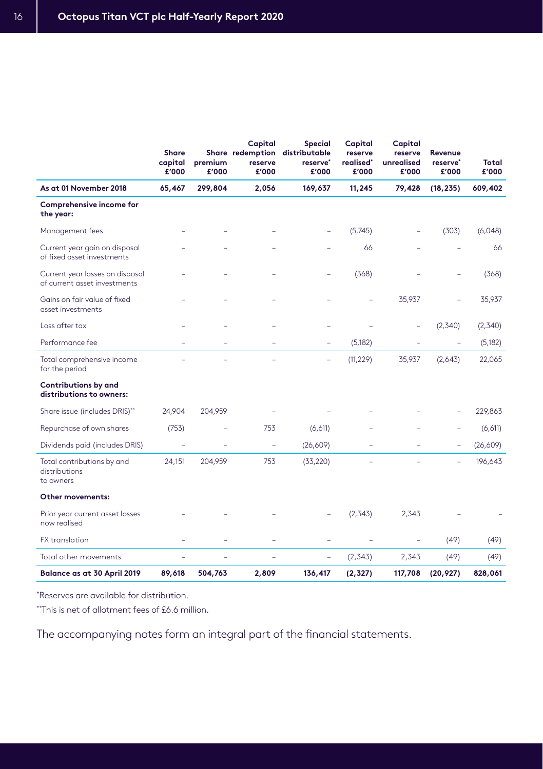| | Share capital £'000 | Share premium £'000 | Capital redemption reserve £'000 | Special distributable reserve* £'000 | Capital reserve realised* £'000 | Capital reserve unrealised £'000 | Revenue reserve* £'000 | Total £'000 |
|---|---|---|---|---|---|---|---|---|
| **As at 01 November 2018** | **65,467** | **299,804** | **2,056** | **169,637** | **11,245** | **79,428** | **(18,235)** | **609,402** |
| **Comprehensive income for the year:** | | | | | | | | |
| Management fees | – | – | – | – | (5,745) | – | (303) | (6,048) |
| Current year gain on disposal of fixed asset investments | – | – | – | – | 66 | – | – | 66 |
| Current year losses on disposal of current asset investments | – | – | – | – | (368) | – | – | (368) |
| Gains on fair value of fixed asset investments | – | – | – | – | – | 35,937 | – | 35,937 |
| Loss after tax | – | – | – | – | – | – | (2,340) | (2,340) |
| Performance fee | – | – | – | – | (5,182) | – | – | (5,182) |
| Total comprehensive income for the period | – | – | – | – | (11,229) | 35,937 | (2,643) | 22,065 |
| **Contributions by and distributions to owners:** | | | | | | | | |
| Share issue (includes DRIS)** | 24,904 | 204,959 | – | – | – | – | – | 229,863 |
| Repurchase of own shares | (753) | – | 753 | (6,611) | – | – | – | (6,611) |
| Dividends paid (includes DRIS) | – | – | – | (26,609) | – | – | – | (26,609) |
| Total contributions by and distributions to owners | 24,151 | 204,959 | 753 | (33,220) | – | – | – | 196,643 |
| **Other movements:** | | | | | | | | |
| Prior year current asset losses now realised | – | – | – | – | (2,343) | 2,343 | – | – |
| FX translation | – | – | – | – | – | – | (49) | (49) |
| Total other movements | – | – | – | – | (2,343) | 2,343 | (49) | (49) |
| **Balance as at 30 April 2019** | **89,618** | **504,763** | **2,809** | **136,417** | **(2,327)** | **117,708** | **(20,927)** | **828,061** |

*Reserves are available for distribution.

**This is net of allotment fees of £6.6 million.

The accompanying notes form an integral part of the financial statements.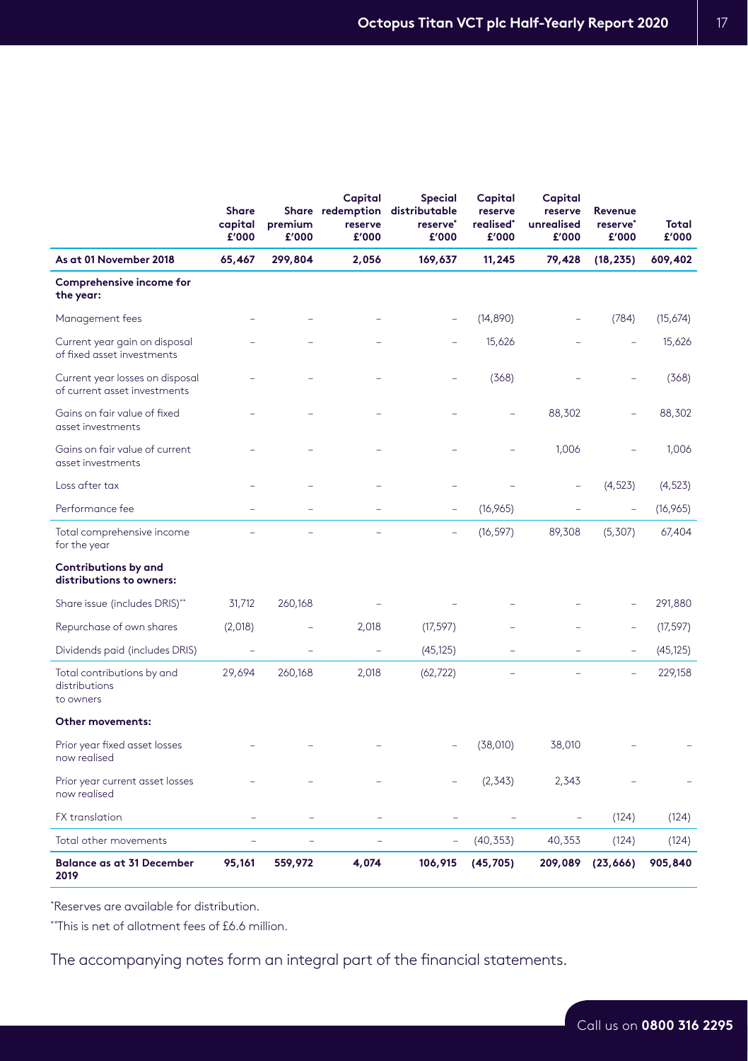| | Share capital £'000 | Share premium £'000 | Capital redemption reserve £'000 | Special distributable reserve* £'000 | Capital reserve realised* £'000 | Capital reserve unrealised £'000 | Revenue reserve* £'000 | Total £'000 |
|---|---|---|---|---|---|---|---|---|
| **As at 01 November 2018** | **65,467** | **299,804** | **2,056** | **169,637** | **11,245** | **79,428** | **(18,235)** | **609,402** |
| **Comprehensive income for the year:** | | | | | | | | |
| Management fees | – | – | – | – | (14,890) | – | (784) | (15,674) |
| Current year gain on disposal of fixed asset investments | – | – | – | – | 15,626 | – | – | 15,626 |
| Current year losses on disposal of current asset investments | – | – | – | – | (368) | – | – | (368) |
| Gains on fair value of fixed asset investments | – | – | – | – | – | 88,302 | – | 88,302 |
| Gains on fair value of current asset investments | – | – | – | – | – | 1,006 | – | 1,006 |
| Loss after tax | – | – | – | – | – | – | (4,523) | (4,523) |
| Performance fee | – | – | – | – | (16,965) | – | – | (16,965) |
| Total comprehensive income for the year | – | – | – | – | (16,597) | 89,308 | (5,307) | 67,404 |
| **Contributions by and distributions to owners:** | | | | | | | | |
| Share issue (includes DRIS)** | 31,712 | 260,168 | – | – | – | – | – | 291,880 |
| Repurchase of own shares | (2,018) | – | 2,018 | (17,597) | – | – | – | (17,597) |
| Dividends paid (includes DRIS) | – | – | – | (45,125) | – | – | – | (45,125) |
| Total contributions by and distributions to owners | 29,694 | 260,168 | 2,018 | (62,722) | – | – | – | 229,158 |
| **Other movements:** | | | | | | | | |
| Prior year fixed asset losses now realised | – | – | – | – | (38,010) | 38,010 | – | – |
| Prior year current asset losses now realised | – | – | – | – | (2,343) | 2,343 | – | – |
| FX translation | – | – | – | – | – | – | (124) | (124) |
| Total other movements | – | – | – | – | (40,353) | 40,353 | (124) | (124) |
| **Balance as at 31 December 2019** | **95,161** | **559,972** | **4,074** | **106,915** | **(45,705)** | **209,089** | **(23,666)** | **905,840** |

*Reserves are available for distribution.

**This is net of allotment fees of £6.6 million.

The accompanying notes form an integral part of the financial statements.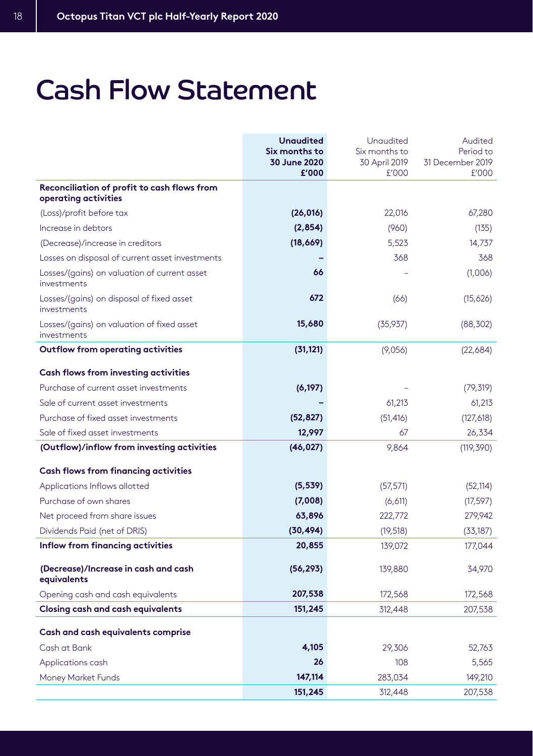# Cash Flow Statement

| | Unaudited Six months to 30 June 2020 £'000 | Unaudited Six months to 30 April 2019 £'000 | Audited Period to 31 December 2019 £'000 |
|---|---|---|---|
| **Reconciliation of profit to cash flows from operating activities** | | | |
| (Loss)/profit before tax | **(26,016)** | 22,016 | 67,280 |
| Increase in debtors | **(2,854)** | (960) | (135) |
| (Decrease)/increase in creditors | **(18,669)** | 5,523 | 14,737 |
| Losses on disposal of current asset investments | **–** | 368 | 368 |
| Losses/(gains) on valuation of current asset investments | **66** | – | (1,006) |
| Losses/(gains) on disposal of fixed asset investments | **672** | (66) | (15,626) |
| Losses/(gains) on valuation of fixed asset investments | **15,680** | (35,937) | (88,302) |
| **Outflow from operating activities** | **(31,121)** | (9,056) | (22,684) |
| **Cash flows from investing activities** | | | |
| Purchase of current asset investments | **(6,197)** | – | (79,319) |
| Sale of current asset investments | **–** | 61,213 | 61,213 |
| Purchase of fixed asset investments | **(52,827)** | (51,416) | (127,618) |
| Sale of fixed asset investments | **12,997** | 67 | 26,334 |
| **(Outflow)/inflow from investing activities** | **(46,027)** | 9,864 | (119,390) |
| **Cash flows from financing activities** | | | |
| Applications Inflows allotted | **(5,539)** | (57,571) | (52,114) |
| Purchase of own shares | **(7,008)** | (6,611) | (17,597) |
| Net proceed from share issues | **63,896** | 222,772 | 279,942 |
| Dividends Paid (net of DRIS) | **(30,494)** | (19,518) | (33,187) |
| **Inflow from financing activities** | **20,855** | 139,072 | 177,044 |
| **(Decrease)/Increase in cash and cash equivalents** | **(56,293)** | 139,880 | 34,970 |
| Opening cash and cash equivalents | **207,538** | 172,568 | 172,568 |
| **Closing cash and cash equivalents** | **151,245** | 312,448 | 207,538 |
| **Cash and cash equivalents comprise** | | | |
| Cash at Bank | **4,105** | 29,306 | 52,763 |
| Applications cash | **26** | 108 | 5,565 |
| Money Market Funds | **147,114** | 283,034 | 149,210 |
| | **151,245** | 312,448 | 207,538 |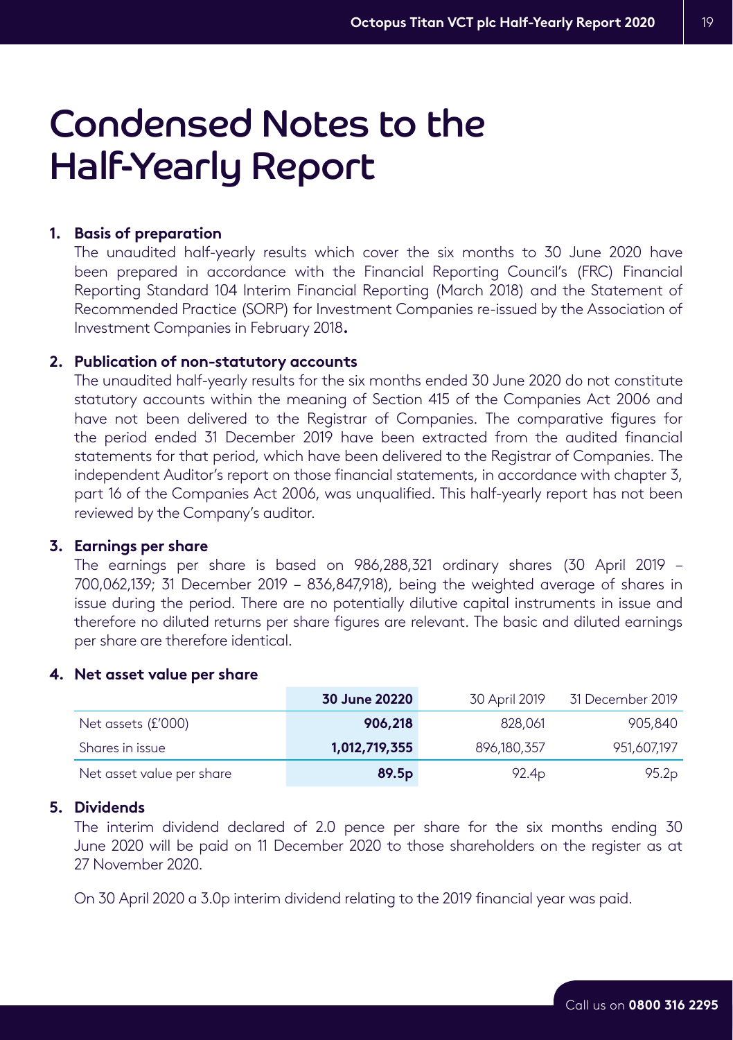# Condensed Notes to the Half-Yearly Report

**1. Basis of preparation**

The unaudited half-yearly results which cover the six months to 30 June 2020 have been prepared in accordance with the Financial Reporting Council's (FRC) Financial Reporting Standard 104 Interim Financial Reporting (March 2018) and the Statement of Recommended Practice (SORP) for Investment Companies re-issued by the Association of Investment Companies in February 2018**.**

**2. Publication of non-statutory accounts**

The unaudited half-yearly results for the six months ended 30 June 2020 do not constitute statutory accounts within the meaning of Section 415 of the Companies Act 2006 and have not been delivered to the Registrar of Companies. The comparative figures for the period ended 31 December 2019 have been extracted from the audited financial statements for that period, which have been delivered to the Registrar of Companies. The independent Auditor's report on those financial statements, in accordance with chapter 3, part 16 of the Companies Act 2006, was unqualified. This half-yearly report has not been reviewed by the Company's auditor.

**3. Earnings per share**

The earnings per share is based on 986,288,321 ordinary shares (30 April 2019 – 700,062,139; 31 December 2019 – 836,847,918), being the weighted average of shares in issue during the period. There are no potentially dilutive capital instruments in issue and therefore no diluted returns per share figures are relevant. The basic and diluted earnings per share are therefore identical.

**4. Net asset value per share**

| | **30 June 20220** | 30 April 2019 | 31 December 2019 |
|---|---|---|---|
| Net assets (£'000) | **906,218** | 828,061 | 905,840 |
| Shares in issue | **1,012,719,355** | 896,180,357 | 951,607,197 |
| Net asset value per share | **89.5p** | 92.4p | 95.2p |

**5. Dividends**

The interim dividend declared of 2.0 pence per share for the six months ending 30 June 2020 will be paid on 11 December 2020 to those shareholders on the register as at 27 November 2020.

On 30 April 2020 a 3.0p interim dividend relating to the 2019 financial year was paid.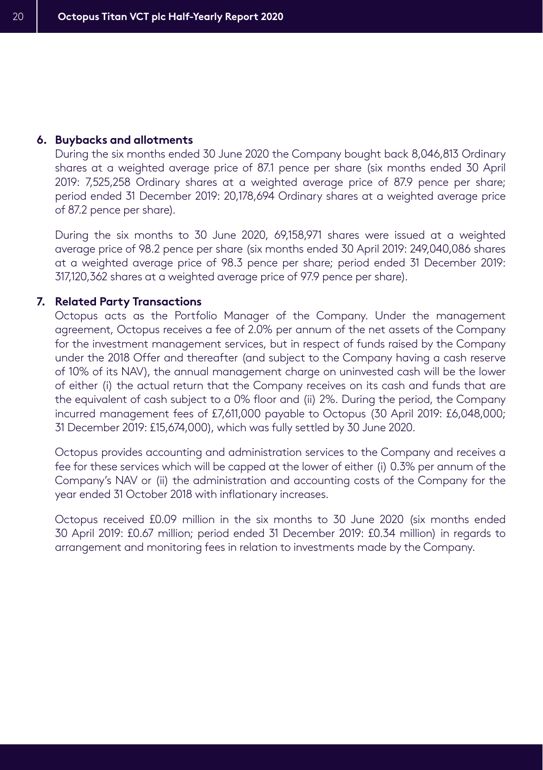**6. Buybacks and allotments**

During the six months ended 30 June 2020 the Company bought back 8,046,813 Ordinary shares at a weighted average price of 87.1 pence per share (six months ended 30 April 2019: 7,525,258 Ordinary shares at a weighted average price of 87.9 pence per share; period ended 31 December 2019: 20,178,694 Ordinary shares at a weighted average price of 87.2 pence per share).

During the six months to 30 June 2020, 69,158,971 shares were issued at a weighted average price of 98.2 pence per share (six months ended 30 April 2019: 249,040,086 shares at a weighted average price of 98.3 pence per share; period ended 31 December 2019: 317,120,362 shares at a weighted average price of 97.9 pence per share).

**7. Related Party Transactions**

Octopus acts as the Portfolio Manager of the Company. Under the management agreement, Octopus receives a fee of 2.0% per annum of the net assets of the Company for the investment management services, but in respect of funds raised by the Company under the 2018 Offer and thereafter (and subject to the Company having a cash reserve of 10% of its NAV), the annual management charge on uninvested cash will be the lower of either (i) the actual return that the Company receives on its cash and funds that are the equivalent of cash subject to a 0% floor and (ii) 2%. During the period, the Company incurred management fees of £7,611,000 payable to Octopus (30 April 2019: £6,048,000; 31 December 2019: £15,674,000), which was fully settled by 30 June 2020.

Octopus provides accounting and administration services to the Company and receives a fee for these services which will be capped at the lower of either (i) 0.3% per annum of the Company's NAV or (ii) the administration and accounting costs of the Company for the year ended 31 October 2018 with inflationary increases.

Octopus received £0.09 million in the six months to 30 June 2020 (six months ended 30 April 2019: £0.67 million; period ended 31 December 2019: £0.34 million) in regards to arrangement and monitoring fees in relation to investments made by the Company.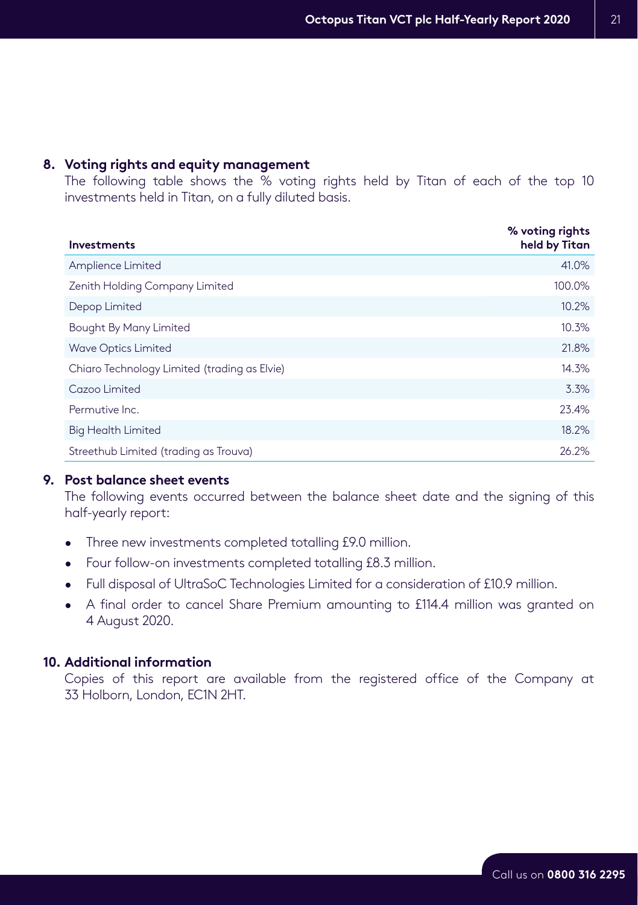## 8. Voting rights and equity management

The following table shows the % voting rights held by Titan of each of the top 10 investments held in Titan, on a fully diluted basis.

| Investments | % voting rights held by Titan |
|---|---|
| Amplience Limited | 41.0% |
| Zenith Holding Company Limited | 100.0% |
| Depop Limited | 10.2% |
| Bought By Many Limited | 10.3% |
| Wave Optics Limited | 21.8% |
| Chiaro Technology Limited (trading as Elvie) | 14.3% |
| Cazoo Limited | 3.3% |
| Permutive Inc. | 23.4% |
| Big Health Limited | 18.2% |
| Streethub Limited (trading as Trouva) | 26.2% |

## 9. Post balance sheet events

The following events occurred between the balance sheet date and the signing of this half-yearly report:

- Three new investments completed totalling £9.0 million.
- Four follow-on investments completed totalling £8.3 million.
- Full disposal of UltraSoC Technologies Limited for a consideration of £10.9 million.
- A final order to cancel Share Premium amounting to £114.4 million was granted on 4 August 2020.

## 10. Additional information

Copies of this report are available from the registered office of the Company at 33 Holborn, London, EC1N 2HT.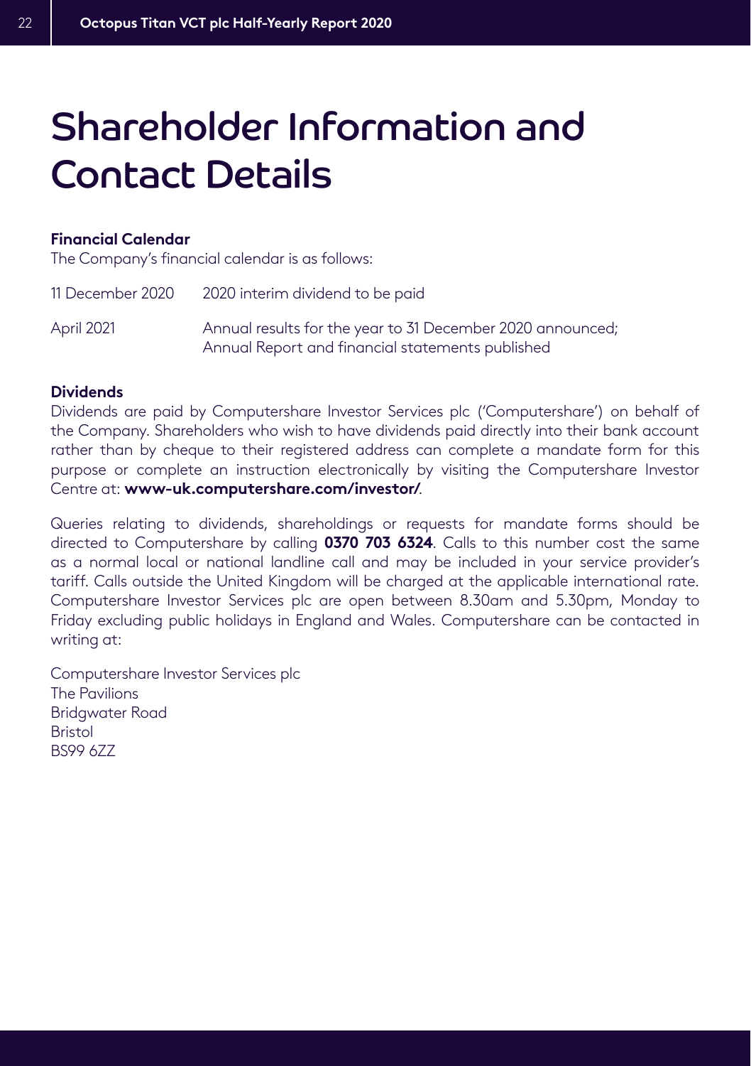# Shareholder Information and Contact Details

**Financial Calendar**

The Company's financial calendar is as follows:

| | |
|---|---|
| 11 December 2020 | 2020 interim dividend to be paid |
| April 2021 | Annual results for the year to 31 December 2020 announced; Annual Report and financial statements published |

**Dividends**

Dividends are paid by Computershare Investor Services plc ('Computershare') on behalf of the Company. Shareholders who wish to have dividends paid directly into their bank account rather than by cheque to their registered address can complete a mandate form for this purpose or complete an instruction electronically by visiting the Computershare Investor Centre at: **www-uk.computershare.com/investor/**.

Queries relating to dividends, shareholdings or requests for mandate forms should be directed to Computershare by calling **0370 703 6324**. Calls to this number cost the same as a normal local or national landline call and may be included in your service provider's tariff. Calls outside the United Kingdom will be charged at the applicable international rate. Computershare Investor Services plc are open between 8.30am and 5.30pm, Monday to Friday excluding public holidays in England and Wales. Computershare can be contacted in writing at:

Computershare Investor Services plc
The Pavilions
Bridgwater Road
Bristol
BS99 6ZZ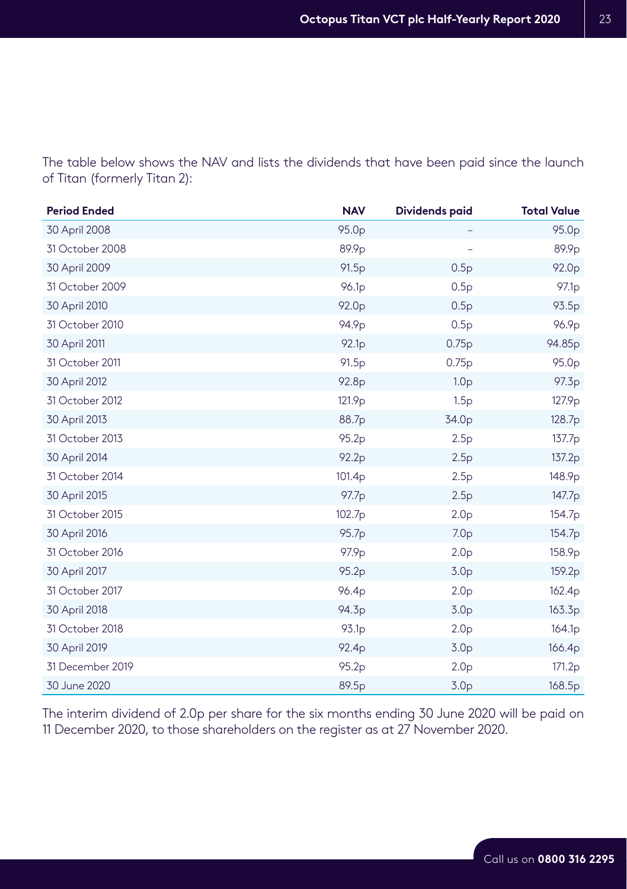The table below shows the NAV and lists the dividends that have been paid since the launch of Titan (formerly Titan 2):

| Period Ended | NAV | Dividends paid | Total Value |
|---|---|---|---|
| 30 April 2008 | 95.0p | – | 95.0p |
| 31 October 2008 | 89.9p | – | 89.9p |
| 30 April 2009 | 91.5p | 0.5p | 92.0p |
| 31 October 2009 | 96.1p | 0.5p | 97.1p |
| 30 April 2010 | 92.0p | 0.5p | 93.5p |
| 31 October 2010 | 94.9p | 0.5p | 96.9p |
| 30 April 2011 | 92.1p | 0.75p | 94.85p |
| 31 October 2011 | 91.5p | 0.75p | 95.0p |
| 30 April 2012 | 92.8p | 1.0p | 97.3p |
| 31 October 2012 | 121.9p | 1.5p | 127.9p |
| 30 April 2013 | 88.7p | 34.0p | 128.7p |
| 31 October 2013 | 95.2p | 2.5p | 137.7p |
| 30 April 2014 | 92.2p | 2.5p | 137.2p |
| 31 October 2014 | 101.4p | 2.5p | 148.9p |
| 30 April 2015 | 97.7p | 2.5p | 147.7p |
| 31 October 2015 | 102.7p | 2.0p | 154.7p |
| 30 April 2016 | 95.7p | 7.0p | 154.7p |
| 31 October 2016 | 97.9p | 2.0p | 158.9p |
| 30 April 2017 | 95.2p | 3.0p | 159.2p |
| 31 October 2017 | 96.4p | 2.0p | 162.4p |
| 30 April 2018 | 94.3p | 3.0p | 163.3p |
| 31 October 2018 | 93.1p | 2.0p | 164.1p |
| 30 April 2019 | 92.4p | 3.0p | 166.4p |
| 31 December 2019 | 95.2p | 2.0p | 171.2p |
| 30 June 2020 | 89.5p | 3.0p | 168.5p |

The interim dividend of 2.0p per share for the six months ending 30 June 2020 will be paid on 11 December 2020, to those shareholders on the register as at 27 November 2020.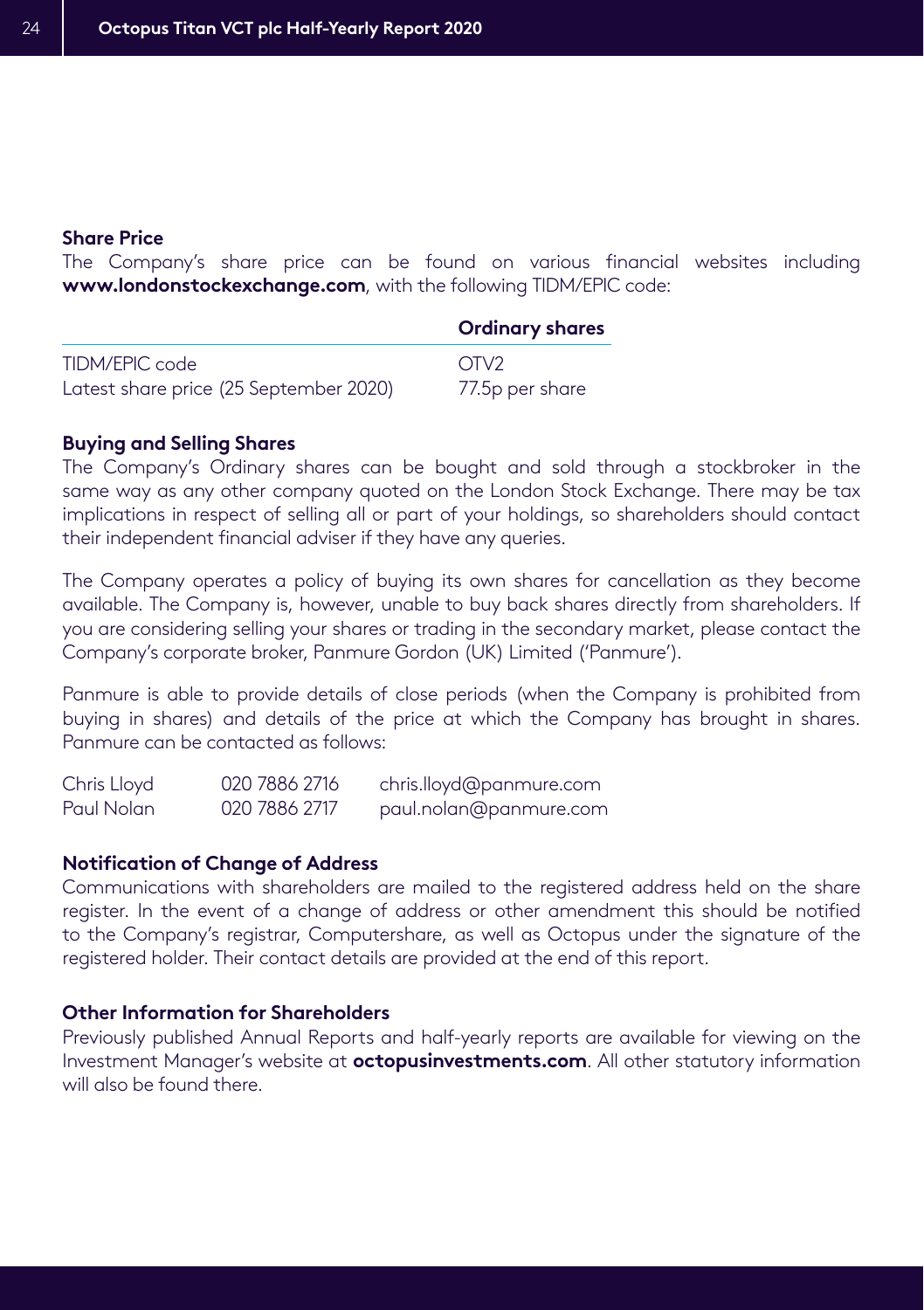### Share Price

The Company's share price can be found on various financial websites including **www.londonstockexchange.com**, with the following TIDM/EPIC code:

| | Ordinary shares |
|---|---|
| TIDM/EPIC code | OTV2 |
| Latest share price (25 September 2020) | 77.5p per share |

### Buying and Selling Shares

The Company's Ordinary shares can be bought and sold through a stockbroker in the same way as any other company quoted on the London Stock Exchange. There may be tax implications in respect of selling all or part of your holdings, so shareholders should contact their independent financial adviser if they have any queries.

The Company operates a policy of buying its own shares for cancellation as they become available. The Company is, however, unable to buy back shares directly from shareholders. If you are considering selling your shares or trading in the secondary market, please contact the Company's corporate broker, Panmure Gordon (UK) Limited ('Panmure').

Panmure is able to provide details of close periods (when the Company is prohibited from buying in shares) and details of the price at which the Company has brought in shares. Panmure can be contacted as follows:

| | | |
|---|---|---|
| Chris Lloyd | 020 7886 2716 | chris.lloyd@panmure.com |
| Paul Nolan | 020 7886 2717 | paul.nolan@panmure.com |

### Notification of Change of Address

Communications with shareholders are mailed to the registered address held on the share register. In the event of a change of address or other amendment this should be notified to the Company's registrar, Computershare, as well as Octopus under the signature of the registered holder. Their contact details are provided at the end of this report.

### Other Information for Shareholders

Previously published Annual Reports and half-yearly reports are available for viewing on the Investment Manager's website at **octopusinvestments.com**. All other statutory information will also be found there.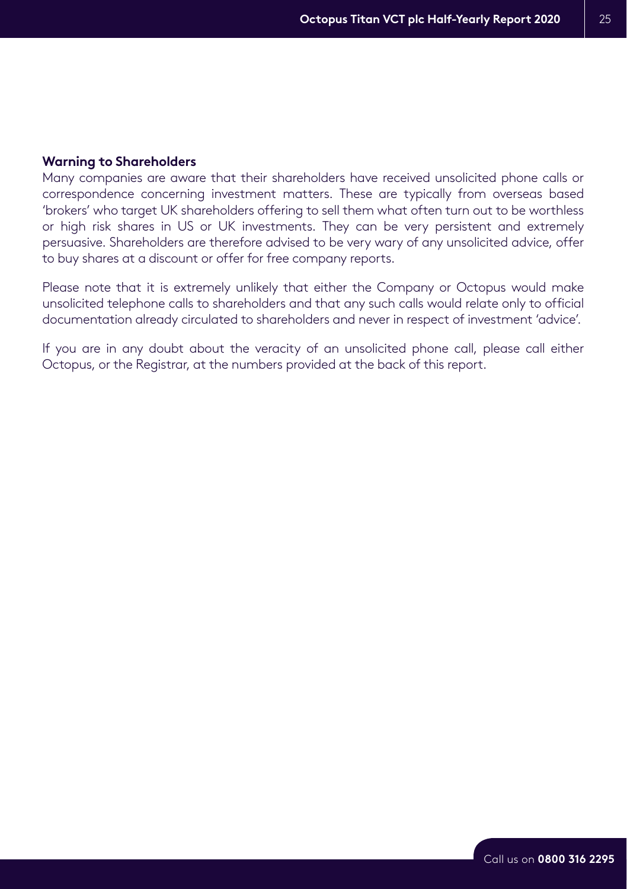## Warning to Shareholders

Many companies are aware that their shareholders have received unsolicited phone calls or correspondence concerning investment matters. These are typically from overseas based 'brokers' who target UK shareholders offering to sell them what often turn out to be worthless or high risk shares in US or UK investments. They can be very persistent and extremely persuasive. Shareholders are therefore advised to be very wary of any unsolicited advice, offer to buy shares at a discount or offer for free company reports.

Please note that it is extremely unlikely that either the Company or Octopus would make unsolicited telephone calls to shareholders and that any such calls would relate only to official documentation already circulated to shareholders and never in respect of investment 'advice'.

If you are in any doubt about the veracity of an unsolicited phone call, please call either Octopus, or the Registrar, at the numbers provided at the back of this report.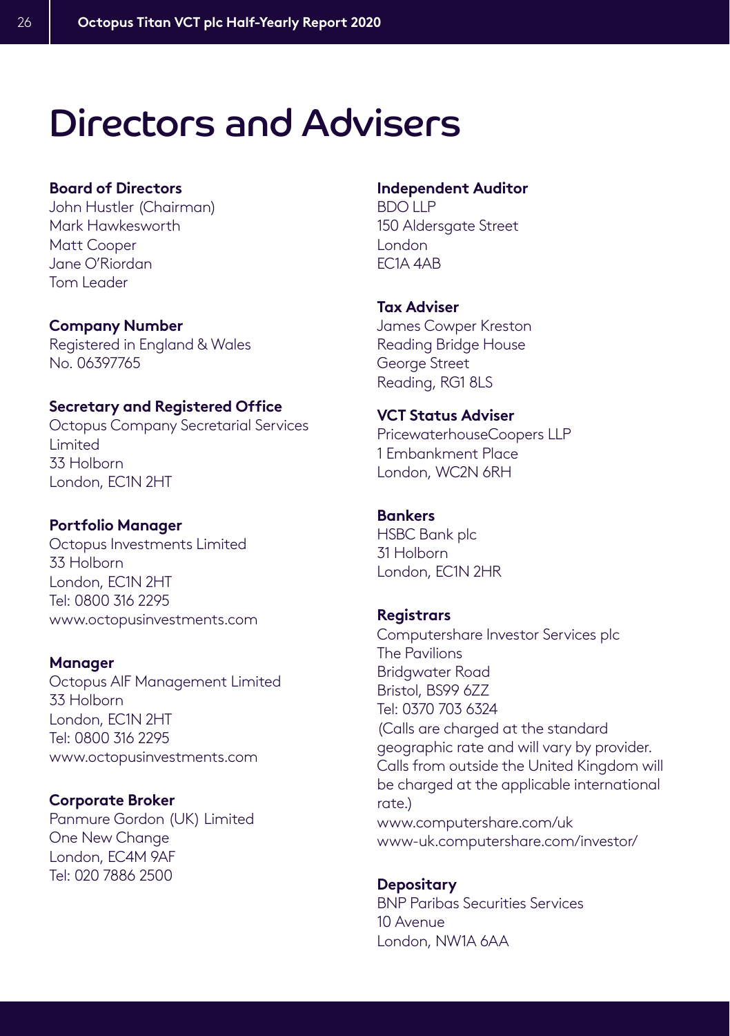# Directors and Advisers

**Board of Directors**
John Hustler (Chairman)
Mark Hawkesworth
Matt Cooper
Jane O'Riordan
Tom Leader

**Company Number**
Registered in England & Wales
No. 06397765

**Secretary and Registered Office**
Octopus Company Secretarial Services Limited
33 Holborn
London, EC1N 2HT

**Portfolio Manager**
Octopus Investments Limited
33 Holborn
London, EC1N 2HT
Tel: 0800 316 2295
www.octopusinvestments.com

**Manager**
Octopus AIF Management Limited
33 Holborn
London, EC1N 2HT
Tel: 0800 316 2295
www.octopusinvestments.com

**Corporate Broker**
Panmure Gordon (UK) Limited
One New Change
London, EC4M 9AF
Tel: 020 7886 2500

**Independent Auditor**
BDO LLP
150 Aldersgate Street
London
EC1A 4AB

**Tax Adviser**
James Cowper Kreston
Reading Bridge House
George Street
Reading, RG1 8LS

**VCT Status Adviser**
PricewaterhouseCoopers LLP
1 Embankment Place
London, WC2N 6RH

**Bankers**
HSBC Bank plc
31 Holborn
London, EC1N 2HR

**Registrars**
Computershare Investor Services plc
The Pavilions
Bridgwater Road
Bristol, BS99 6ZZ
Tel: 0370 703 6324
(Calls are charged at the standard geographic rate and will vary by provider. Calls from outside the United Kingdom will be charged at the applicable international rate.)
www.computershare.com/uk
www-uk.computershare.com/investor/

**Depositary**
BNP Paribas Securities Services
10 Avenue
London, NW1A 6AA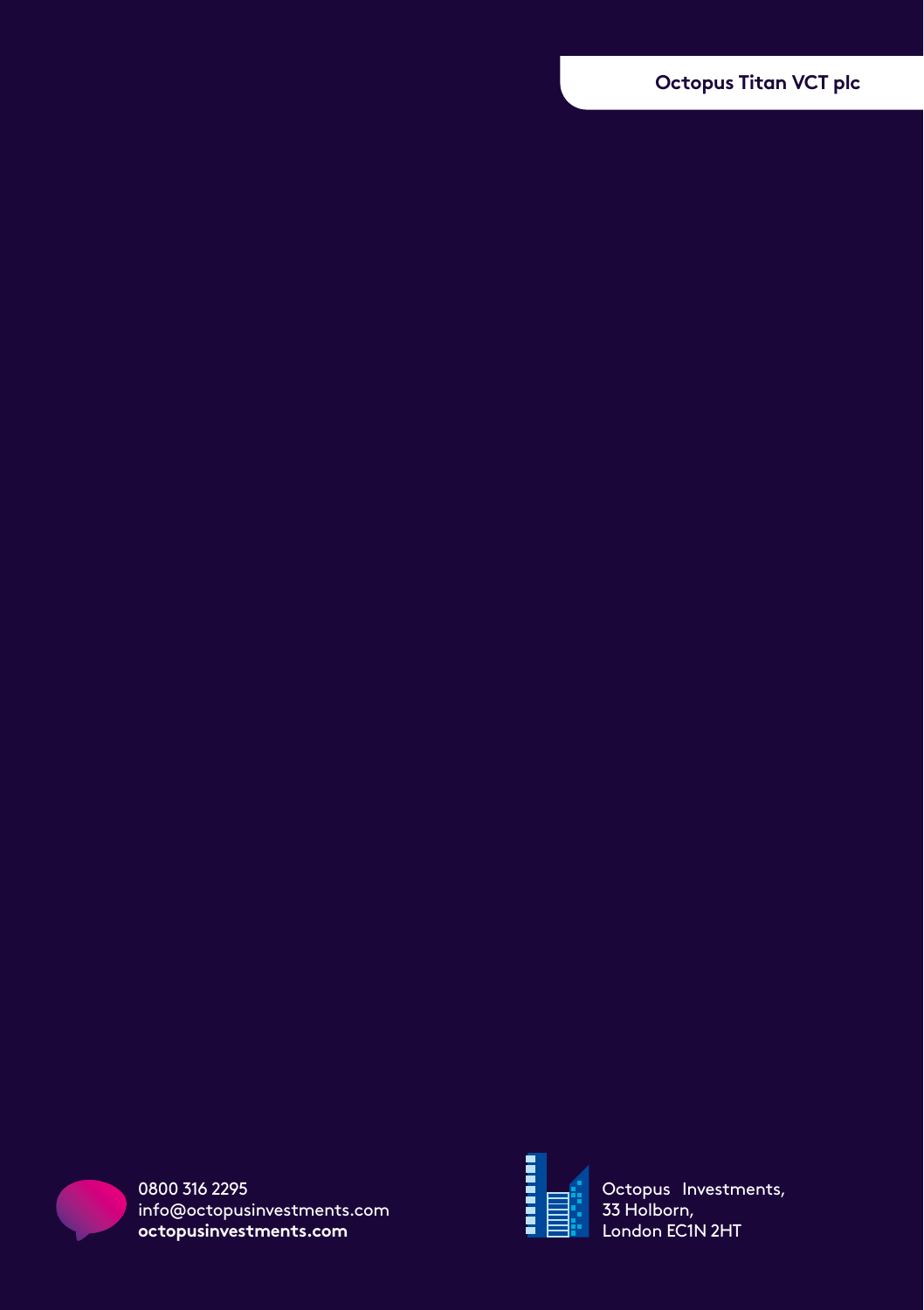Octopus Titan VCT plc

0800 316 2295
info@octopusinvestments.com
**octopusinvestments.com**

Octopus Investments,
33 Holborn,
London EC1N 2HT